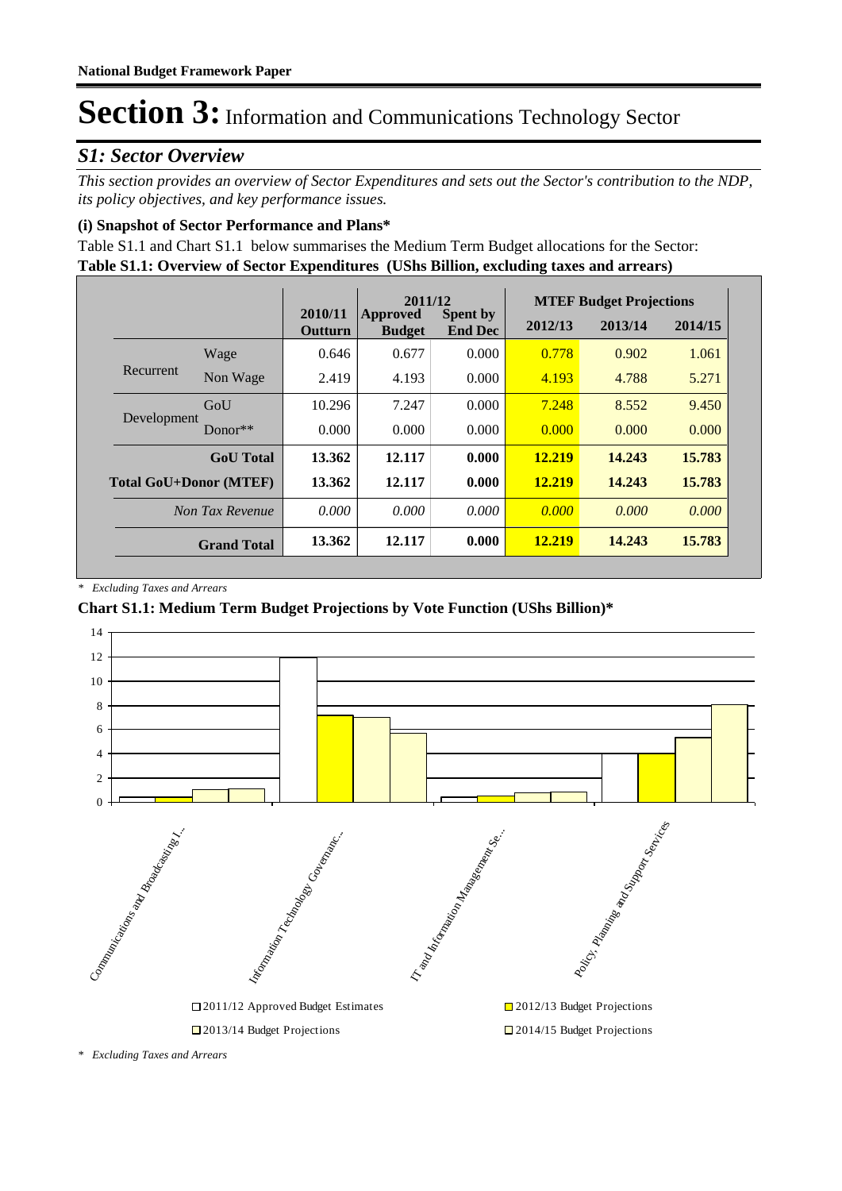**National Budget Framework Paper**

# Section 3: Information and Communications Technology Sector

## S1: Sector Overview

*This section provides an overview of Sector Expenditures and sets out the Sector's contribution to the NDP, its policy objectives, and key performance issues.*

### (i) Snapshot of Sector Performance and Plans*

Table S1.1 and Chart S1.1 below summarises the Medium Term Budget allocations for the Sector:

**Table S1.1: Overview of Sector Expenditures (UShs Billion, excluding taxes and arrears)**

| | | 2010/11 Outturn | 2011/12 Approved Budget | 2011/12 Spent by End Dec | MTEF Budget Projections 2012/13 | 2013/14 | 2014/15 |
|---|---|---|---|---|---|---|---|
| Recurrent | Wage | 0.646 | 0.677 | 0.000 | 0.778 | 0.902 | 1.061 |
| | Non Wage | 2.419 | 4.193 | 0.000 | 4.193 | 4.788 | 5.271 |
| Development | GoU | 10.296 | 7.247 | 0.000 | 7.248 | 8.552 | 9.450 |
| | Donor** | 0.000 | 0.000 | 0.000 | 0.000 | 0.000 | 0.000 |
| **GoU Total** | | **13.362** | **12.117** | **0.000** | **12.219** | **14.243** | **15.783** |
| **Total GoU+Donor (MTEF)** | | **13.362** | **12.117** | **0.000** | **12.219** | **14.243** | **15.783** |
| *Non Tax Revenue* | | *0.000* | *0.000* | *0.000* | *0.000* | *0.000* | *0.000* |
| **Grand Total** | | **13.362** | **12.117** | **0.000** | **12.219** | **14.243** | **15.783** |

\* *Excluding Taxes and Arrears*

**Chart S1.1: Medium Term Budget Projections by Vote Function (UShs Billion)***

\* *Excluding Taxes and Arrears*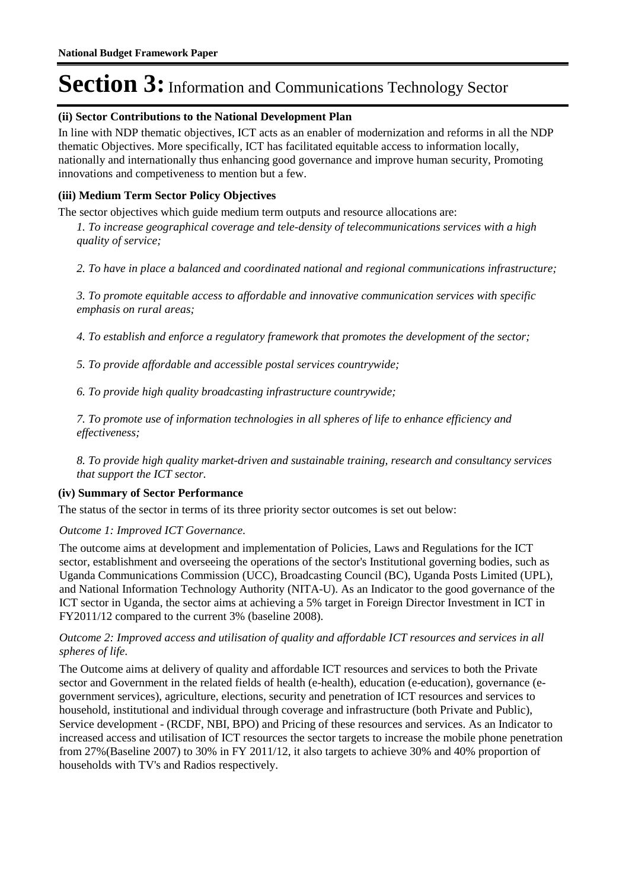# Section 3: Information and Communications Technology Sector

### (ii) Sector Contributions to the National Development Plan

In line with NDP thematic objectives, ICT acts as an enabler of modernization and reforms in all the NDP thematic Objectives. More specifically, ICT has facilitated equitable access to information locally, nationally and internationally thus enhancing good governance and improve human security, Promoting innovations and competiveness to mention but a few.

### (iii) Medium Term Sector Policy Objectives

The sector objectives which guide medium term outputs and resource allocations are:

*1. To increase geographical coverage and tele-density of telecommunications services with a high quality of service;*

*2. To have in place a balanced and coordinated national and regional communications infrastructure;*

*3. To promote equitable access to affordable and innovative communication services with specific emphasis on rural areas;*

*4. To establish and enforce a regulatory framework that promotes the development of the sector;*

*5. To provide affordable and accessible postal services countrywide;*

*6. To provide high quality broadcasting infrastructure countrywide;*

*7. To promote use of information technologies in all spheres of life to enhance efficiency and effectiveness;*

*8. To provide high quality market-driven and sustainable training, research and consultancy services that support the ICT sector.*

### (iv) Summary of Sector Performance

The status of the sector in terms of its three priority sector outcomes is set out below:

*Outcome 1: Improved ICT Governance.*

The outcome aims at development and implementation of Policies, Laws and Regulations for the ICT sector, establishment and overseeing the operations of the sector's Institutional governing bodies, such as Uganda Communications Commission (UCC), Broadcasting Council (BC), Uganda Posts Limited (UPL), and National Information Technology Authority (NITA-U). As an Indicator to the good governance of the ICT sector in Uganda, the sector aims at achieving a 5% target in Foreign Director Investment in ICT in FY2011/12 compared to the current 3% (baseline 2008).

*Outcome 2: Improved access and utilisation of quality and affordable ICT resources and services in all spheres of life.*

The Outcome aims at delivery of quality and affordable ICT resources and services to both the Private sector and Government in the related fields of health (e-health), education (e-education), governance (e-government services), agriculture, elections, security and penetration of ICT resources and services to household, institutional and individual through coverage and infrastructure (both Private and Public), Service development - (RCDF, NBI, BPO) and Pricing of these resources and services. As an Indicator to increased access and utilisation of ICT resources the sector targets to increase the mobile phone penetration from 27%(Baseline 2007) to 30% in FY 2011/12, it also targets to achieve 30% and 40% proportion of households with TV's and Radios respectively.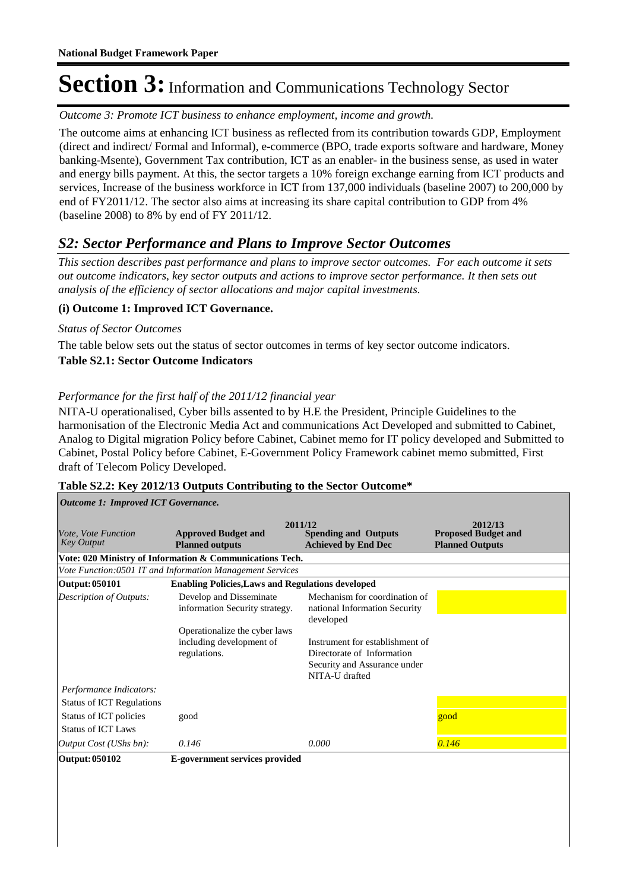# Section 3: Information and Communications Technology Sector

*Outcome 3: Promote ICT business to enhance employment, income and growth.*

The outcome aims at enhancing ICT business as reflected from its contribution towards GDP, Employment (direct and indirect/ Formal and Informal), e-commerce (BPO, trade exports software and hardware, Money banking-Msente), Government Tax contribution, ICT as an enabler- in the business sense, as used in water and energy bills payment. At this, the sector targets a 10% foreign exchange earning from ICT products and services, Increase of the business workforce in ICT from 137,000 individuals (baseline 2007) to 200,000 by end of FY2011/12. The sector also aims at increasing its share capital contribution to GDP from 4% (baseline 2008) to 8% by end of FY 2011/12.

## *S2: Sector Performance and Plans to Improve Sector Outcomes*

*This section describes past performance and plans to improve sector outcomes. For each outcome it sets out outcome indicators, key sector outputs and actions to improve sector performance. It then sets out analysis of the efficiency of sector allocations and major capital investments.*

### (i) Outcome 1: Improved ICT Governance.

*Status of Sector Outcomes*

The table below sets out the status of sector outcomes in terms of key sector outcome indicators.

**Table S2.1: Sector Outcome Indicators**

*Performance for the first half of the 2011/12 financial year*

NITA-U operationalised, Cyber bills assented to by H.E the President, Principle Guidelines to the harmonisation of the Electronic Media Act and communications Act Developed and submitted to Cabinet, Analog to Digital migration Policy before Cabinet, Cabinet memo for IT policy developed and Submitted to Cabinet, Postal Policy before Cabinet, E-Government Policy Framework cabinet memo submitted, First draft of Telecom Policy Developed.

**Table S2.2: Key 2012/13 Outputs Contributing to the Sector Outcome***

| *Outcome 1: Improved ICT Governance.* | | | |
|---|---|---|---|
| *Vote, Vote Function Key Output* | 2011/12 **Approved Budget and Planned outputs** | **Spending and Outputs Achieved by End Dec** | 2012/13 **Proposed Budget and Planned Outputs** |
| **Vote: 020 Ministry of Information & Communications Tech.** | | | |
| *Vote Function:0501 IT and Information Management Services* | | | |
| **Output: 050101** | **Enabling Policies,Laws and Regulations developed** | | |
| *Description of Outputs:* | Develop and Disseminate information Security strategy.<br><br>Operationalize the cyber laws including development of regulations. | Mechanism for coordination of national Information Security developed<br><br>Instrument for establishment of Directorate of Information Security and Assurance under NITA-U drafted | |
| *Performance Indicators:* | | | |
| Status of ICT Regulations | | | |
| Status of ICT policies | good | | good |
| Status of ICT Laws | | | |
| *Output Cost (UShs bn):* | *0.146* | *0.000* | *0.146* |
| **Output: 050102** | **E-government services provided** | | |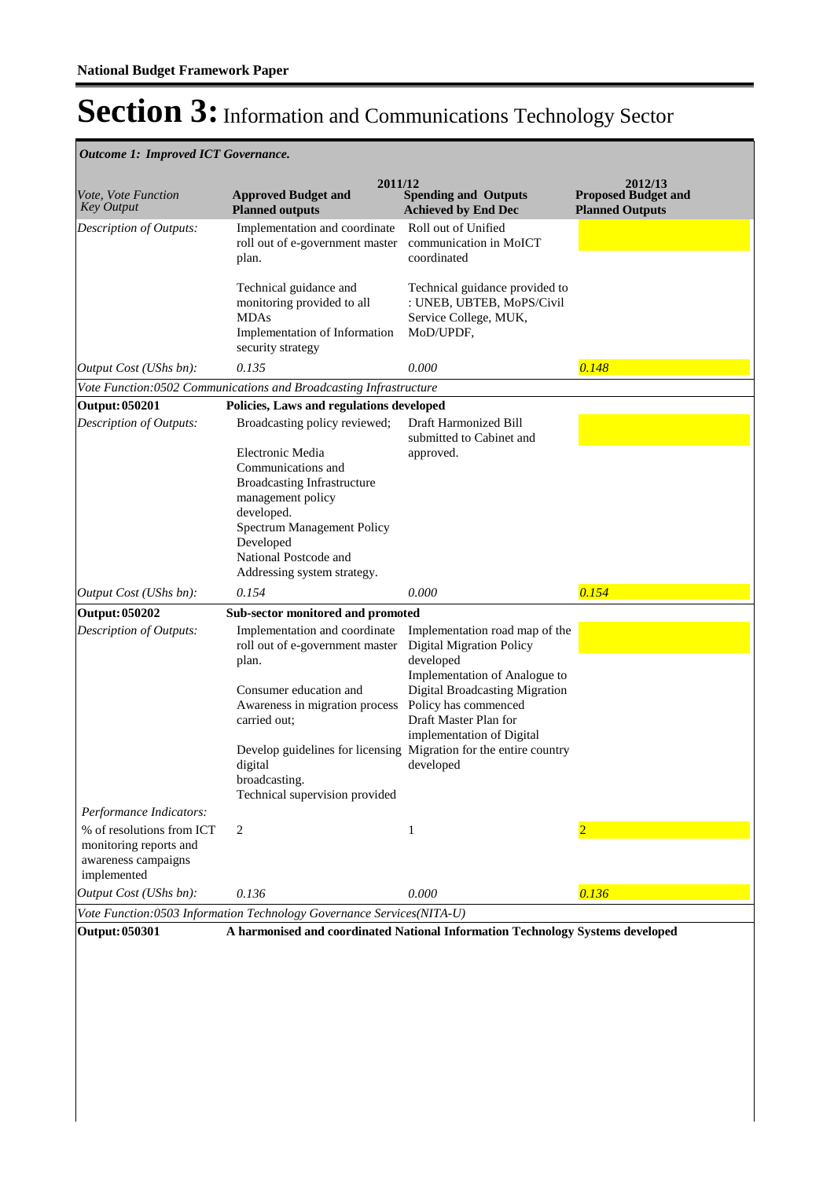**National Budget Framework Paper**

# Section 3: Information and Communications Technology Sector

*Outcome 1: Improved ICT Governance.*

| Vote, Vote Function Key Output | 2011/12 Approved Budget and Planned outputs | 2011/12 Spending and Outputs Achieved by End Dec | 2012/13 Proposed Budget and Planned Outputs |
|---|---|---|---|
| *Description of Outputs:* | Implementation and coordinate roll out of e-government master plan.<br><br>Technical guidance and monitoring provided to all MDAs<br>Implementation of Information security strategy | Roll out of Unified communication in MoICT coordinated<br><br>Technical guidance provided to : UNEB, UBTEB, MoPS/Civil Service College, MUK, MoD/UPDF, | |
| *Output Cost (UShs bn):* | *0.135* | *0.000* | *0.148* |
| *Vote Function:0502 Communications and Broadcasting Infrastructure* | | | |
| **Output: 050201** | **Policies, Laws and regulations developed** | | |
| *Description of Outputs:* | Broadcasting policy reviewed;<br><br>Electronic Media Communications and Broadcasting Infrastructure management policy developed.<br>Spectrum Management Policy Developed<br>National Postcode and Addressing system strategy. | Draft Harmonized Bill submitted to Cabinet and approved. | |
| *Output Cost (UShs bn):* | *0.154* | *0.000* | *0.154* |
| **Output: 050202** | **Sub-sector monitored and promoted** | | |
| *Description of Outputs:* | Implementation and coordinate roll out of e-government master plan.<br><br>Consumer education and Awareness in migration process carried out;<br><br>Develop guidelines for licensing digital broadcasting.<br>Technical supervision provided | Implementation road map of the Digital Migration Policy developed<br>Implementation of Analogue to Digital Broadcasting Migration Policy has commenced<br>Draft Master Plan for implementation of Digital Migration for the entire country developed | |
| *Performance Indicators:* | | | |
| % of resolutions from ICT monitoring reports and awareness campaigns implemented | 2 | 1 | 2 |
| *Output Cost (UShs bn):* | *0.136* | *0.000* | *0.136* |
| *Vote Function:0503 Information Technology Governance Services(NITA-U)* | | | |
| **Output: 050301** | **A harmonised and coordinated National Information Technology Systems developed** | | |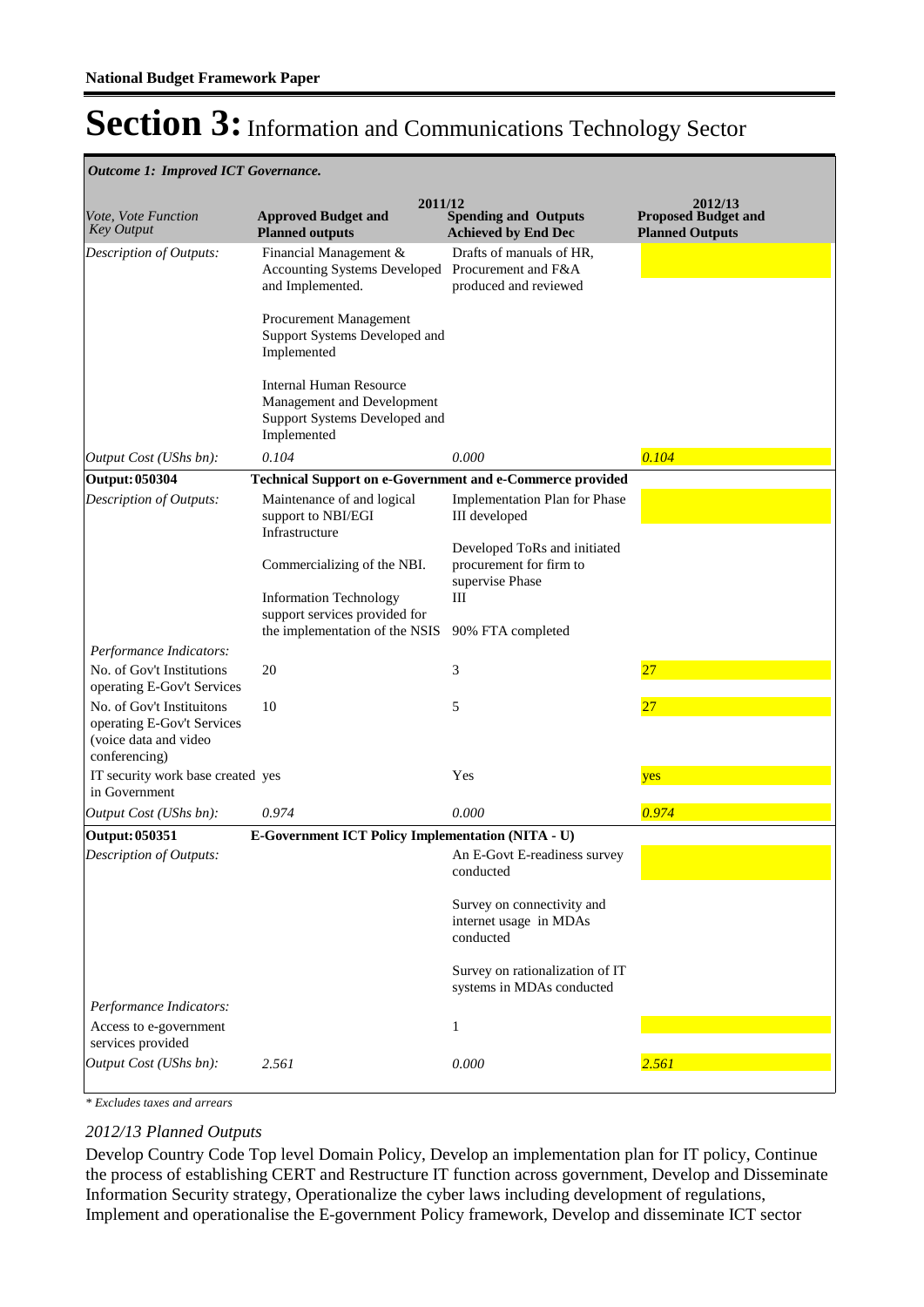# Section 3: Information and Communications Technology Sector

*Outcome 1: Improved ICT Governance.*

| Vote, Vote Function Key Output | 2011/12 Approved Budget and Planned outputs | 2011/12 Spending and Outputs Achieved by End Dec | 2012/13 Proposed Budget and Planned Outputs |
|---|---|---|---|
| *Description of Outputs:* | Financial Management & Accounting Systems Developed and Implemented.<br><br>Procurement Management Support Systems Developed and Implemented<br><br>Internal Human Resource Management and Development Support Systems Developed and Implemented | Drafts of manuals of HR, Procurement and F&A produced and reviewed | |
| *Output Cost (UShs bn):* | *0.104* | *0.000* | *0.104* |
| **Output: 050304** | **Technical Support on e-Government and e-Commerce provided** | | |
| *Description of Outputs:* | Maintenance of and logical support to NBI/EGI Infrastructure<br><br>Commercializing of the NBI.<br><br>Information Technology support services provided for the implementation of the NSIS | Implementation Plan for Phase III developed<br><br>Developed ToRs and initiated procurement for firm to supervise Phase III<br><br>90% FTA completed | |
| *Performance Indicators:* | | | |
| No. of Gov't Institutions operating E-Gov't Services | 20 | 3 | 27 |
| No. of Gov't Instituitons operating E-Gov't Services (voice data and video conferencing) | 10 | 5 | 27 |
| IT security work base created in Government | yes | Yes | yes |
| *Output Cost (UShs bn):* | *0.974* | *0.000* | *0.974* |
| **Output: 050351** | **E-Government ICT Policy Implementation (NITA - U)** | | |
| *Description of Outputs:* | | An E-Govt E-readiness survey conducted<br><br>Survey on connectivity and internet usage in MDAs conducted<br><br>Survey on rationalization of IT systems in MDAs conducted | |
| *Performance Indicators:* | | | |
| Access to e-government services provided | | 1 | |
| *Output Cost (UShs bn):* | *2.561* | *0.000* | *2.561* |

*\* Excludes taxes and arrears*

*2012/13 Planned Outputs*

Develop Country Code Top level Domain Policy, Develop an implementation plan for IT policy, Continue the process of establishing CERT and Restructure IT function across government, Develop and Disseminate Information Security strategy, Operationalize the cyber laws including development of regulations, Implement and operationalise the E-government Policy framework, Develop and disseminate ICT sector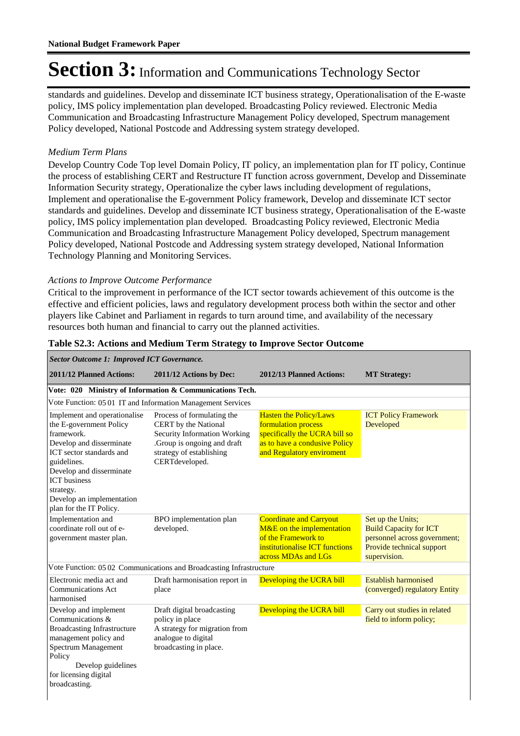# Section 3: Information and Communications Technology Sector

standards and guidelines. Develop and disseminate ICT business strategy, Operationalisation of the E-waste policy, IMS policy implementation plan developed. Broadcasting Policy reviewed. Electronic Media Communication and Broadcasting Infrastructure Management Policy developed, Spectrum management Policy developed, National Postcode and Addressing system strategy developed.

*Medium Term Plans*

Develop Country Code Top level Domain Policy, IT policy, an implementation plan for IT policy, Continue the process of establishing CERT and Restructure IT function across government, Develop and Disseminate Information Security strategy, Operationalize the cyber laws including development of regulations, Implement and operationalise the E-government Policy framework, Develop and disseminate ICT sector standards and guidelines. Develop and disseminate ICT business strategy, Operationalisation of the E-waste policy, IMS policy implementation plan developed. Broadcasting Policy reviewed, Electronic Media Communication and Broadcasting Infrastructure Management Policy developed, Spectrum management Policy developed, National Postcode and Addressing system strategy developed, National Information Technology Planning and Monitoring Services.

*Actions to Improve Outcome Performance*

Critical to the improvement in performance of the ICT sector towards achievement of this outcome is the effective and efficient policies, laws and regulatory development process both within the sector and other players like Cabinet and Parliament in regards to turn around time, and availability of the necessary resources both human and financial to carry out the planned activities.

**Table S2.3: Actions and Medium Term Strategy to Improve Sector Outcome**

| ***Sector Outcome 1: Improved ICT Governance.*** | | | |
|---|---|---|---|
| **2011/12 Planned Actions:** | **2011/12 Actions by Dec:** | **2012/13 Planned Actions:** | **MT Strategy:** |
| **Vote: 020 Ministry of Information & Communications Tech.** | | | |
| Vote Function: 05 01 IT and Information Management Services | | | |
| Implement and operationalise the E-government Policy framework. Develop and disseminate ICT sector standards and guidelines. Develop and disseminate ICT business strategy. Develop an implementation plan for the IT Policy. | Process of formulating the CERT by the National Security Information Working .Group is ongoing and draft strategy of establishing CERTdeveloped. | Hasten the Policy/Laws formulation process specifically the UCRA bill so as to have a condusive Policy and Regulatory enviroment | ICT Policy Framework Developed |
| Implementation and coordinate roll out of e-government master plan. | BPO implementation plan developed. | Coordinate and Carryout M&E on the implementation of the Framework to institutionalise ICT functions across MDAs and LGs | Set up the Units; Build Capacity for ICT personnel across government; Provide technical support supervision. |
| Vote Function: 05 02 Communications and Broadcasting Infrastructure | | | |
| Electronic media act and Communications Act harmonised | Draft harmonisation report in place | Developing the UCRA bill | Establish harmonised (converged) regulatory Entity |
| Develop and implement Communications & Broadcasting Infrastructure management policy and Spectrum Management Policy Develop guidelines for licensing digital broadcasting. | Draft digital broadcasting policy in place A strategy for migration from analogue to digital broadcasting in place. | Developing the UCRA bill | Carry out studies in related field to inform policy; |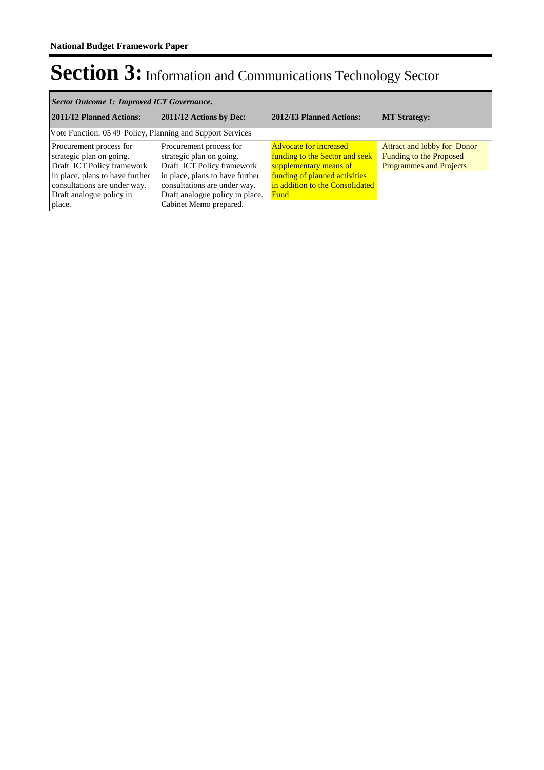# Section 3: Information and Communications Technology Sector

| *Sector Outcome 1: Improved ICT Governance.* | | | |
|---|---|---|---|
| **2011/12 Planned Actions:** | **2011/12 Actions by Dec:** | **2012/13 Planned Actions:** | **MT Strategy:** |
| Vote Function: 05 49 Policy, Planning and Support Services | | | |
| Procurement process for strategic plan on going. Draft ICT Policy framework in place, plans to have further consultations are under way. Draft analogue policy in place. | Procurement process for strategic plan on going. Draft ICT Policy framework in place, plans to have further consultations are under way. Draft analogue policy in place. Cabinet Memo prepared. | Advocate for increased funding to the Sector and seek supplementary means of funding of planned activities in addition to the Consolidated Fund | Attract and lobby for Donor Funding to the Proposed Programmes and Projects |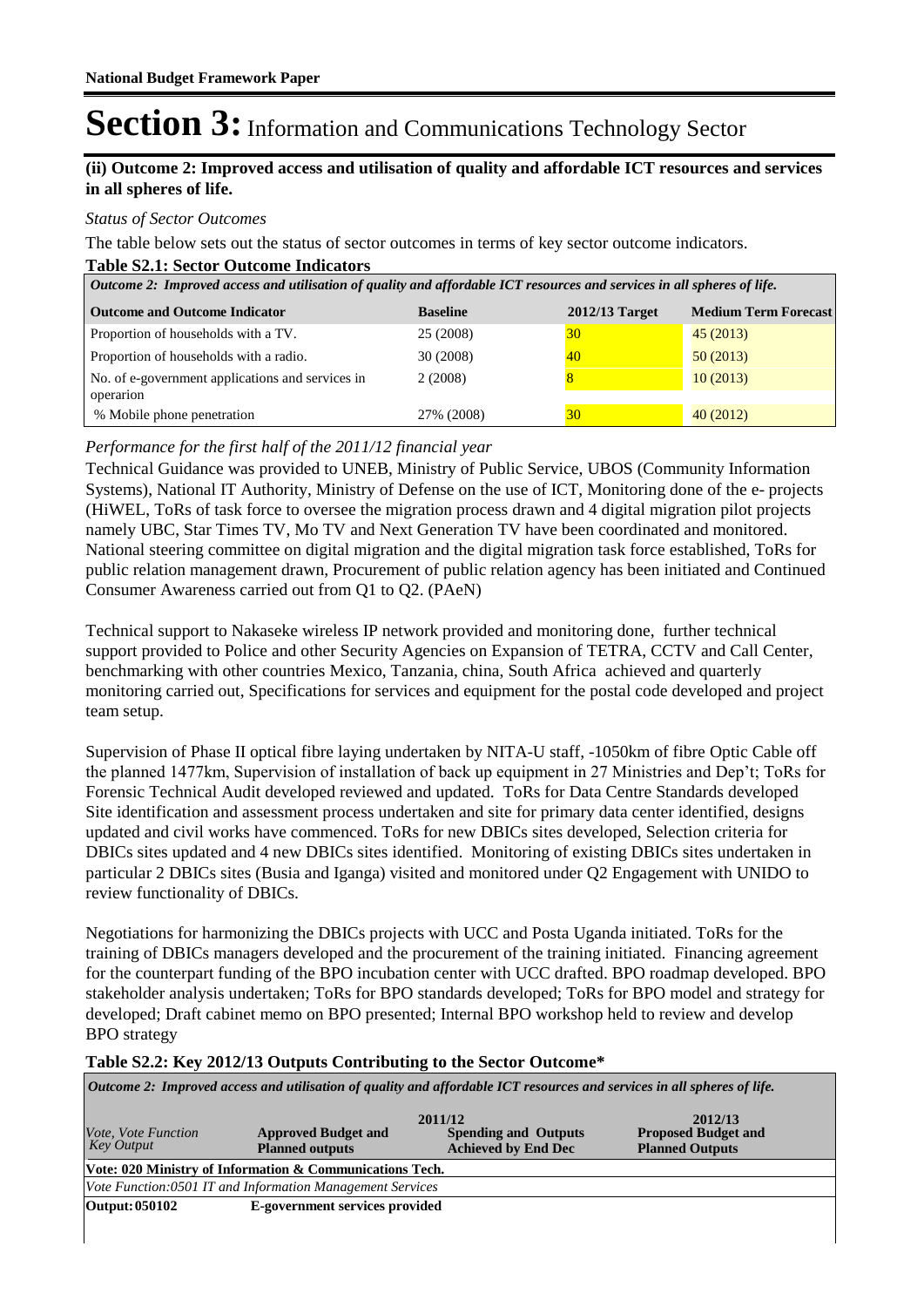# Section 3: Information and Communications Technology Sector

**(ii) Outcome 2: Improved access and utilisation of quality and affordable ICT resources and services in all spheres of life.**

*Status of Sector Outcomes*

The table below sets out the status of sector outcomes in terms of key sector outcome indicators.

**Table S2.1: Sector Outcome Indicators**

| *Outcome 2: Improved access and utilisation of quality and affordable ICT resources and services in all spheres of life.* | | | |
|---|---|---|---|
| **Outcome and Outcome Indicator** | **Baseline** | **2012/13 Target** | **Medium Term Forecast** |
| Proportion of households with a TV. | 25 (2008) | 30 | 45 (2013) |
| Proportion of households with a radio. | 30 (2008) | 40 | 50 (2013) |
| No. of e-government applications and services in operarion | 2 (2008) | 8 | 10 (2013) |
| % Mobile phone penetration | 27% (2008) | 30 | 40 (2012) |

*Performance for the first half of the 2011/12 financial year*

Technical Guidance was provided to UNEB, Ministry of Public Service, UBOS (Community Information Systems), National IT Authority, Ministry of Defense on the use of ICT, Monitoring done of the e- projects (HiWEL, ToRs of task force to oversee the migration process drawn and 4 digital migration pilot projects namely UBC, Star Times TV, Mo TV and Next Generation TV have been coordinated and monitored. National steering committee on digital migration and the digital migration task force established, ToRs for public relation management drawn, Procurement of public relation agency has been initiated and Continued Consumer Awareness carried out from Q1 to Q2. (PAeN)

Technical support to Nakaseke wireless IP network provided and monitoring done, further technical support provided to Police and other Security Agencies on Expansion of TETRA, CCTV and Call Center, benchmarking with other countries Mexico, Tanzania, china, South Africa achieved and quarterly monitoring carried out, Specifications for services and equipment for the postal code developed and project team setup.

Supervision of Phase II optical fibre laying undertaken by NITA-U staff, -1050km of fibre Optic Cable off the planned 1477km, Supervision of installation of back up equipment in 27 Ministries and Dep't; ToRs for Forensic Technical Audit developed reviewed and updated. ToRs for Data Centre Standards developed Site identification and assessment process undertaken and site for primary data center identified, designs updated and civil works have commenced. ToRs for new DBICs sites developed, Selection criteria for DBICs sites updated and 4 new DBICs sites identified. Monitoring of existing DBICs sites undertaken in particular 2 DBICs sites (Busia and Iganga) visited and monitored under Q2 Engagement with UNIDO to review functionality of DBICs.

Negotiations for harmonizing the DBICs projects with UCC and Posta Uganda initiated. ToRs for the training of DBICs managers developed and the procurement of the training initiated. Financing agreement for the counterpart funding of the BPO incubation center with UCC drafted. BPO roadmap developed. BPO stakeholder analysis undertaken; ToRs for BPO standards developed; ToRs for BPO model and strategy for developed; Draft cabinet memo on BPO presented; Internal BPO workshop held to review and develop BPO strategy

**Table S2.2: Key 2012/13 Outputs Contributing to the Sector Outcome***

| *Outcome 2: Improved access and utilisation of quality and affordable ICT resources and services in all spheres of life.* | | | |
|---|---|---|---|
| | 2011/12 | | 2012/13 |
| *Vote, Vote Function Key Output* | **Approved Budget and Planned outputs** | **Spending and Outputs Achieved by End Dec** | **Proposed Budget and Planned Outputs** |
| **Vote: 020 Ministry of Information & Communications Tech.** | | | |
| *Vote Function:0501 IT and Information Management Services* | | | |
| **Output: 050102** | **E-government services provided** | | |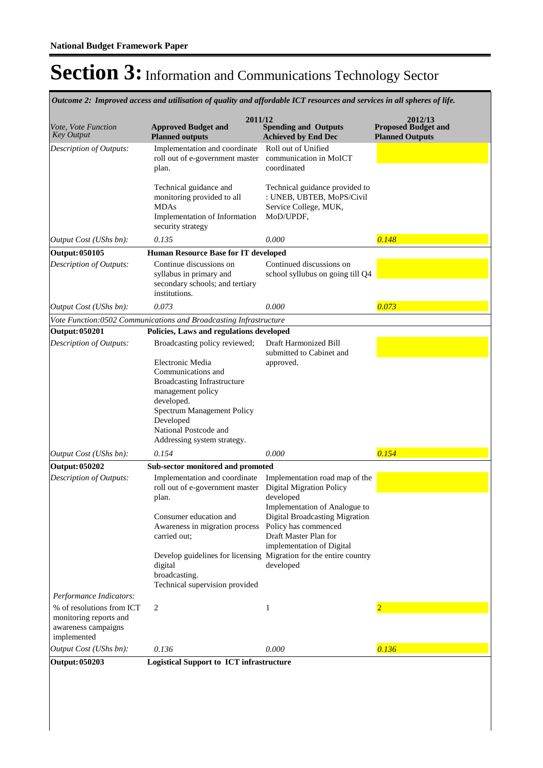# Section 3: Information and Communications Technology Sector

*Outcome 2: Improved access and utilisation of quality and affordable ICT resources and services in all spheres of life.*

| *Vote, Vote Function Key Output* | 2011/12 **Approved Budget and Planned outputs** | **Spending and Outputs Achieved by End Dec** | 2012/13 **Proposed Budget and Planned Outputs** |
|---|---|---|---|
| *Description of Outputs:* | Implementation and coordinate roll out of e-government master plan.<br><br>Technical guidance and monitoring provided to all MDAs<br>Implementation of Information security strategy | Roll out of Unified communication in MoICT coordinated<br><br>Technical guidance provided to : UNEB, UBTEB, MoPS/Civil Service College, MUK, MoD/UPDF, | |
| *Output Cost (UShs bn):* | *0.135* | *0.000* | *0.148* |
| **Output: 050105** | **Human Resource Base for IT developed** | | |
| *Description of Outputs:* | Continue discussions on syllabus in primary and secondary schools; and tertiary institutions. | Continued discussions on school syllabus on going till Q4 | |
| *Output Cost (UShs bn):* | *0.073* | *0.000* | *0.073* |
| *Vote Function:0502 Communications and Broadcasting Infrastructure* | | | |
| **Output: 050201** | **Policies, Laws and regulations developed** | | |
| *Description of Outputs:* | Broadcasting policy reviewed;<br><br>Electronic Media Communications and Broadcasting Infrastructure management policy developed.<br>Spectrum Management Policy Developed<br>National Postcode and Addressing system strategy. | Draft Harmonized Bill submitted to Cabinet and approved. | |
| *Output Cost (UShs bn):* | *0.154* | *0.000* | *0.154* |
| **Output: 050202** | **Sub-sector monitored and promoted** | | |
| *Description of Outputs:* | Implementation and coordinate roll out of e-government master plan.<br><br>Consumer education and Awareness in migration process carried out;<br><br>Develop guidelines for licensing digital broadcasting.<br>Technical supervision provided | Implementation road map of the Digital Migration Policy developed<br>Implementation of Analogue to Digital Broadcasting Migration Policy has commenced<br>Draft Master Plan for implementation of Digital Migration for the entire country developed | |
| *Performance Indicators:* | | | |
| % of resolutions from ICT monitoring reports and awareness campaigns implemented | 2 | 1 | 2 |
| *Output Cost (UShs bn):* | *0.136* | *0.000* | *0.136* |
| **Output: 050203** | **Logistical Support to ICT infrastructure** | | |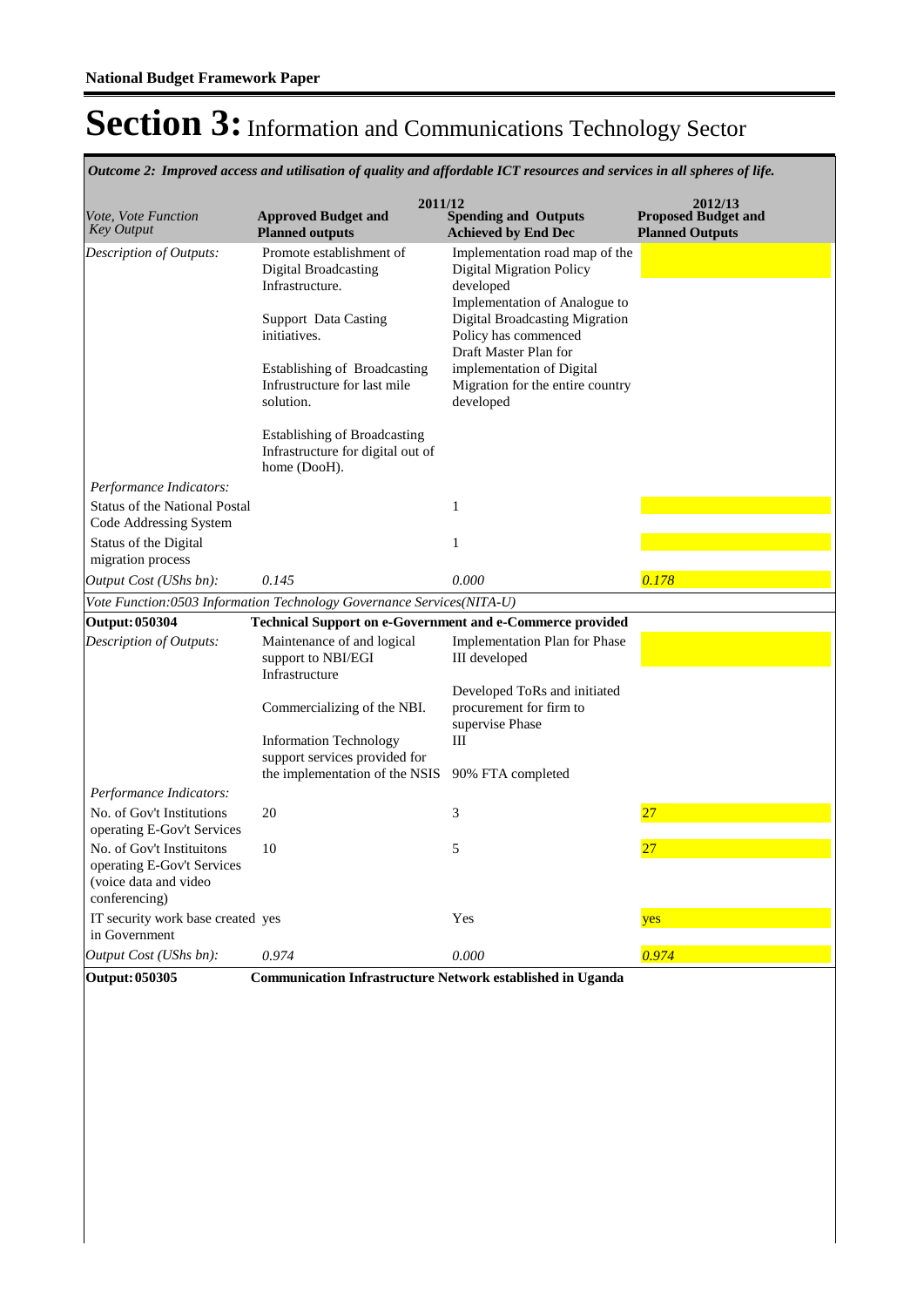**National Budget Framework Paper**

# Section 3: Information and Communications Technology Sector

*Outcome 2: Improved access and utilisation of quality and affordable ICT resources and services in all spheres of life.*

| *Vote, Vote Function Key Output* | 2011/12 Approved Budget and Planned outputs | 2011/12 Spending and Outputs Achieved by End Dec | 2012/13 Proposed Budget and Planned Outputs |
|---|---|---|---|
| *Description of Outputs:* | Promote establishment of Digital Broadcasting Infrastructure.<br><br>Support Data Casting initiatives.<br><br>Establishing of Broadcasting Infrustructure for last mile solution.<br><br>Establishing of Broadcasting Infrastructure for digital out of home (DooH). | Implementation road map of the Digital Migration Policy developed<br>Implementation of Analogue to Digital Broadcasting Migration Policy has commenced<br>Draft Master Plan for implementation of Digital Migration for the entire country developed | |
| *Performance Indicators:* | | | |
| Status of the National Postal Code Addressing System | | 1 | |
| Status of the Digital migration process | | 1 | |
| *Output Cost (UShs bn):* | *0.145* | *0.000* | *0.178* |
| *Vote Function:0503 Information Technology Governance Services(NITA-U)* | | | |
| **Output: 050304** | **Technical Support on e-Government and e-Commerce provided** | | |
| *Description of Outputs:* | Maintenance of and logical support to NBI/EGI Infrastructure<br><br>Commercializing of the NBI.<br><br>Information Technology support services provided for the implementation of the NSIS | Implementation Plan for Phase III developed<br><br>Developed ToRs and initiated procurement for firm to supervise Phase III<br><br>90% FTA completed | |
| *Performance Indicators:* | | | |
| No. of Gov't Institutions operating E-Gov't Services | 20 | 3 | 27 |
| No. of Gov't Instituitons operating E-Gov't Services (voice data and video conferencing) | 10 | 5 | 27 |
| IT security work base created in Government | yes | Yes | yes |
| *Output Cost (UShs bn):* | *0.974* | *0.000* | *0.974* |
| **Output: 050305** | **Communication Infrastructure Network established in Uganda** | | |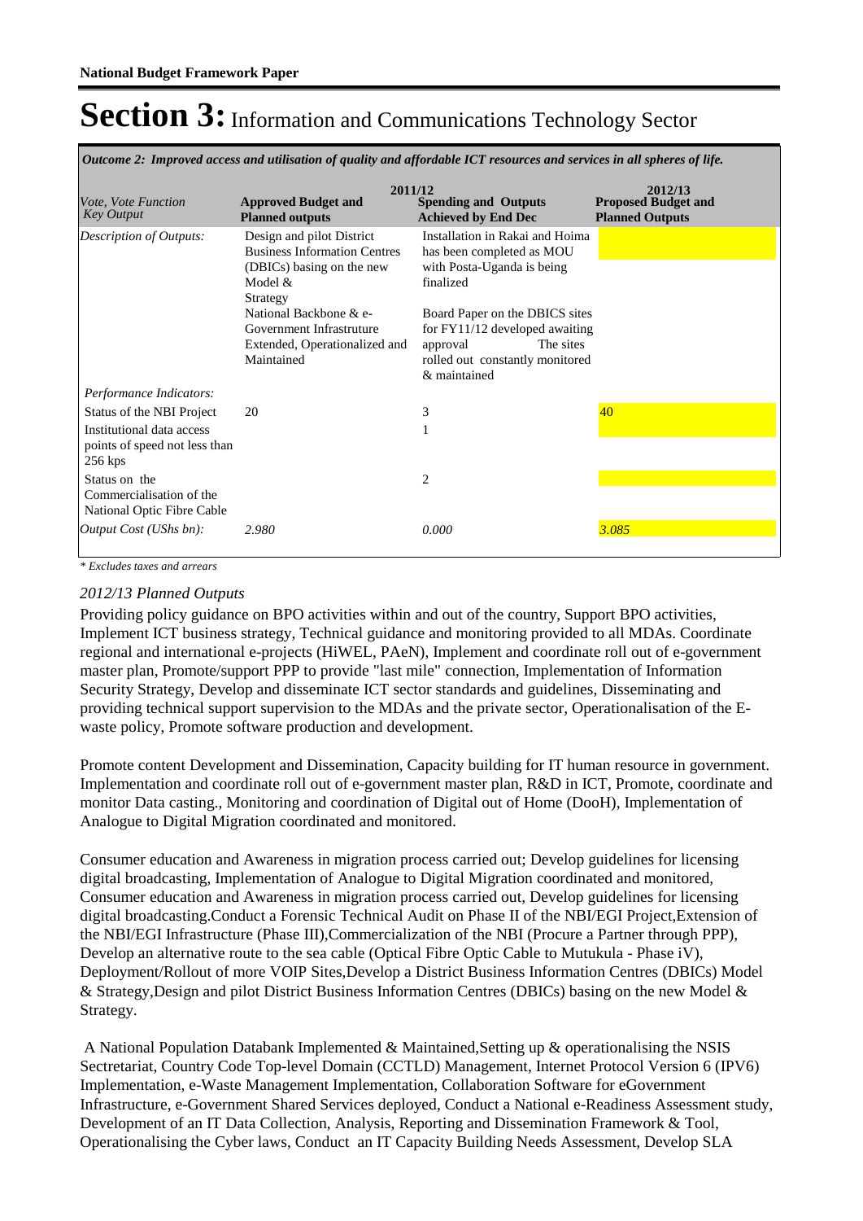# Section 3: Information and Communications Technology Sector

*Outcome 2: Improved access and utilisation of quality and affordable ICT resources and services in all spheres of life.*

| *Vote, Vote Function Key Output* | 2011/12 **Approved Budget and Planned outputs** | **Spending and Outputs Achieved by End Dec** | 2012/13 **Proposed Budget and Planned Outputs** |
|---|---|---|---|
| *Description of Outputs:* | Design and pilot District Business Information Centres (DBICs) basing on the new Model & Strategy<br>National Backbone & e-Government Infrastruture Extended, Operationalized and Maintained | Installation in Rakai and Hoima has been completed as MOU with Posta-Uganda is being finalized<br>Board Paper on the DBICS sites for FY11/12 developed awaiting approval The sites rolled out constantly monitored & maintained | |
| *Performance Indicators:* | | | |
| Status of the NBI Project | 20 | 3 | 40 |
| Institutional data access points of speed not less than 256 kps | | 1 | |
| Status on the Commercialisation of the National Optic Fibre Cable | | 2 | |
| *Output Cost (UShs bn):* | *2.980* | *0.000* | *3.085* |

*\* Excludes taxes and arrears*

*2012/13 Planned Outputs*

Providing policy guidance on BPO activities within and out of the country, Support BPO activities, Implement ICT business strategy, Technical guidance and monitoring provided to all MDAs. Coordinate regional and international e-projects (HiWEL, PAeN), Implement and coordinate roll out of e-government master plan, Promote/support PPP to provide "last mile" connection, Implementation of Information Security Strategy, Develop and disseminate ICT sector standards and guidelines, Disseminating and providing technical support supervision to the MDAs and the private sector, Operationalisation of the E-waste policy, Promote software production and development.

Promote content Development and Dissemination, Capacity building for IT human resource in government. Implementation and coordinate roll out of e-government master plan, R&D in ICT, Promote, coordinate and monitor Data casting., Monitoring and coordination of Digital out of Home (DooH), Implementation of Analogue to Digital Migration coordinated and monitored.

Consumer education and Awareness in migration process carried out; Develop guidelines for licensing digital broadcasting, Implementation of Analogue to Digital Migration coordinated and monitored, Consumer education and Awareness in migration process carried out, Develop guidelines for licensing digital broadcasting.Conduct a Forensic Technical Audit on Phase II of the NBI/EGI Project,Extension of the NBI/EGI Infrastructure (Phase III),Commercialization of the NBI (Procure a Partner through PPP), Develop an alternative route to the sea cable (Optical Fibre Optic Cable to Mutukula - Phase iV), Deployment/Rollout of more VOIP Sites,Develop a District Business Information Centres (DBICs) Model & Strategy,Design and pilot District Business Information Centres (DBICs) basing on the new Model & Strategy.

A National Population Databank Implemented & Maintained,Setting up & operationalising the NSIS Sectretariat, Country Code Top-level Domain (CCTLD) Management, Internet Protocol Version 6 (IPV6) Implementation, e-Waste Management Implementation, Collaboration Software for eGovernment Infrastructure, e-Government Shared Services deployed, Conduct a National e-Readiness Assessment study, Development of an IT Data Collection, Analysis, Reporting and Dissemination Framework & Tool, Operationalising the Cyber laws, Conduct an IT Capacity Building Needs Assessment, Develop SLA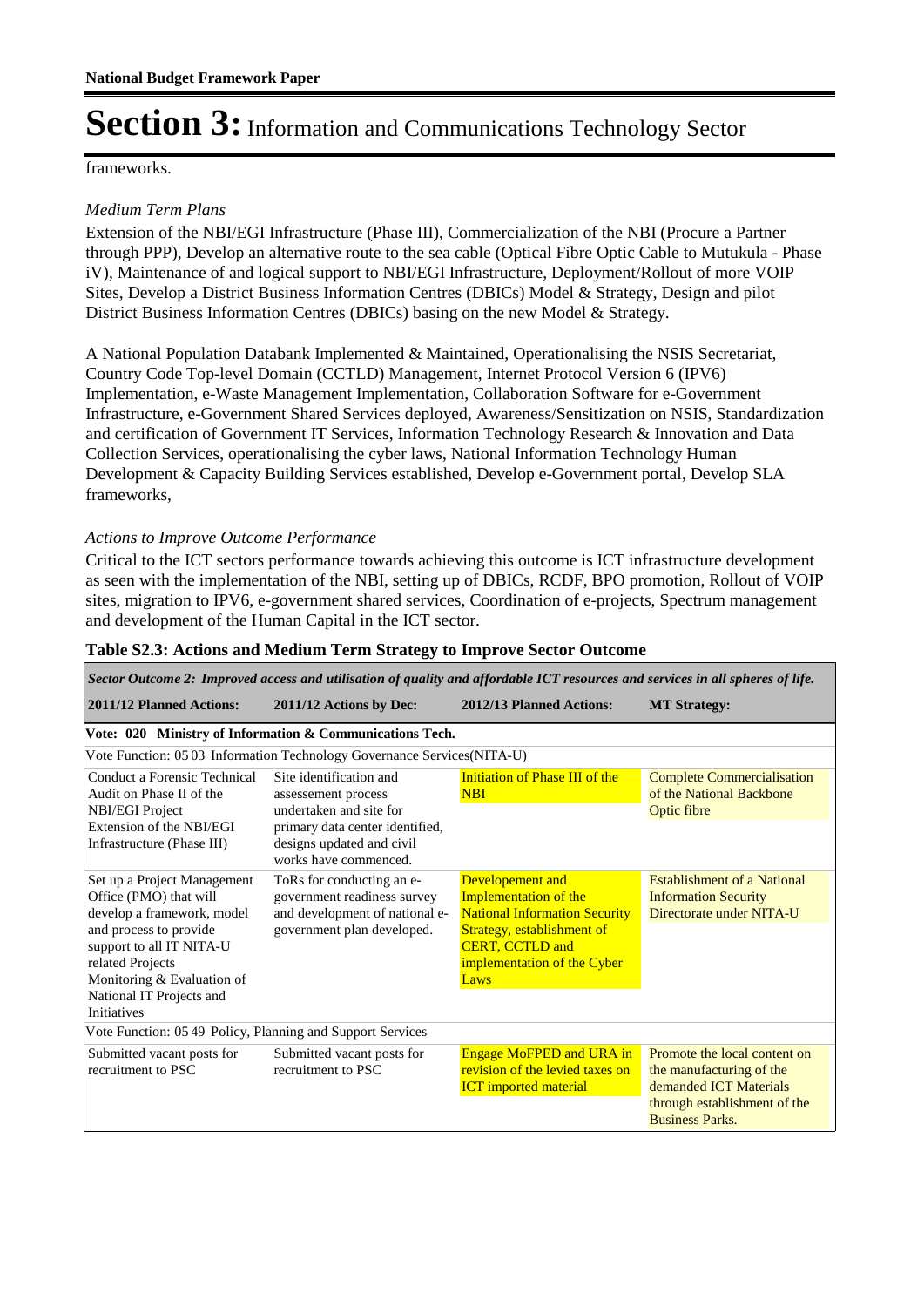frameworks.

*Medium Term Plans*

Extension of the NBI/EGI Infrastructure (Phase III), Commercialization of the NBI (Procure a Partner through PPP), Develop an alternative route to the sea cable (Optical Fibre Optic Cable to Mutukula - Phase iV), Maintenance of and logical support to NBI/EGI Infrastructure, Deployment/Rollout of more VOIP Sites, Develop a District Business Information Centres (DBICs) Model & Strategy, Design and pilot District Business Information Centres (DBICs) basing on the new Model & Strategy.

A National Population Databank Implemented & Maintained, Operationalising the NSIS Secretariat, Country Code Top-level Domain (CCTLD) Management, Internet Protocol Version 6 (IPV6) Implementation, e-Waste Management Implementation, Collaboration Software for e-Government Infrastructure, e-Government Shared Services deployed, Awareness/Sensitization on NSIS, Standardization and certification of Government IT Services, Information Technology Research & Innovation and Data Collection Services, operationalising the cyber laws, National Information Technology Human Development & Capacity Building Services established, Develop e-Government portal, Develop SLA frameworks,

*Actions to Improve Outcome Performance*

Critical to the ICT sectors performance towards achieving this outcome is ICT infrastructure development as seen with the implementation of the NBI, setting up of DBICs, RCDF, BPO promotion, Rollout of VOIP sites, migration to IPV6, e-government shared services, Coordination of e-projects, Spectrum management and development of the Human Capital in the ICT sector.

**Table S2.3: Actions and Medium Term Strategy to Improve Sector Outcome**

| ***Sector Outcome 2: Improved access and utilisation of quality and affordable ICT resources and services in all spheres of life.*** | | | |
|---|---|---|---|
| **2011/12 Planned Actions:** | **2011/12 Actions by Dec:** | **2012/13 Planned Actions:** | **MT Strategy:** |
| **Vote: 020 Ministry of Information & Communications Tech.** | | | |
| Vote Function: 05 03 Information Technology Governance Services(NITA-U) | | | |
| Conduct a Forensic Technical Audit on Phase II of the NBI/EGI Project Extension of the NBI/EGI Infrastructure (Phase III) | Site identification and assessement process undertaken and site for primary data center identified, designs updated and civil works have commenced. | Initiation of Phase III of the NBI | Complete Commercialisation of the National Backbone Optic fibre |
| Set up a Project Management Office (PMO) that will develop a framework, model and process to provide support to all IT NITA-U related Projects Monitoring & Evaluation of National IT Projects and Initiatives | ToRs for conducting an e-government readiness survey and development of national e-government plan developed. | Developement and Implementation of the National Information Security Strategy, establishment of CERT, CCTLD and implementation of the Cyber Laws | Establishment of a National Information Security Directorate under NITA-U |
| Vote Function: 05 49 Policy, Planning and Support Services | | | |
| Submitted vacant posts for recruitment to PSC | Submitted vacant posts for recruitment to PSC | Engage MoFPED and URA in revision of the levied taxes on ICT imported material | Promote the local content on the manufacturing of the demanded ICT Materials through establishment of the Business Parks. |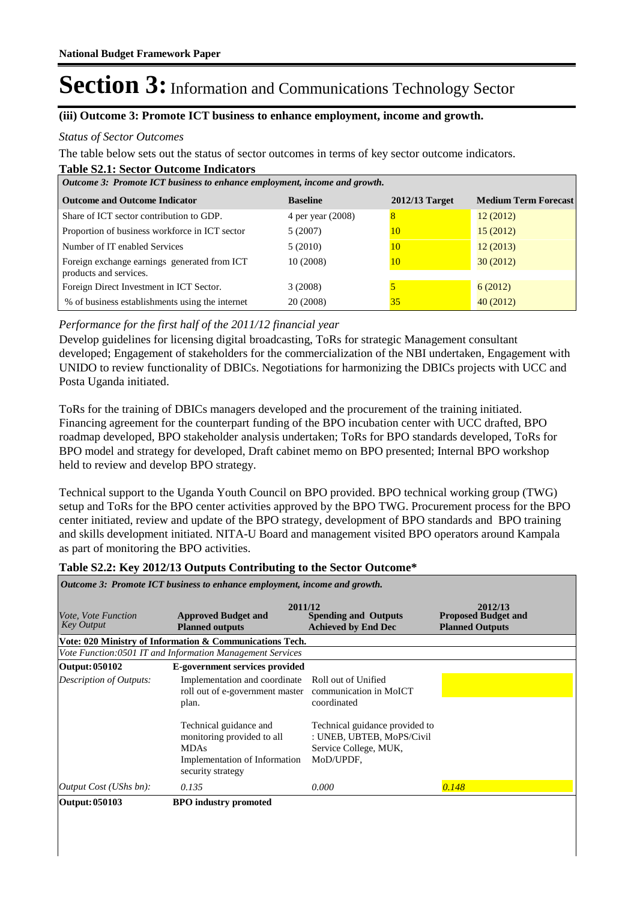# Section 3: Information and Communications Technology Sector

**(iii) Outcome 3: Promote ICT business to enhance employment, income and growth.**

*Status of Sector Outcomes*

The table below sets out the status of sector outcomes in terms of key sector outcome indicators.

**Table S2.1: Sector Outcome Indicators**

| *Outcome 3: Promote ICT business to enhance employment, income and growth.* | | | |
|---|---|---|---|
| **Outcome and Outcome Indicator** | **Baseline** | **2012/13 Target** | **Medium Term Forecast** |
| Share of ICT sector contribution to GDP. | 4 per year (2008) | 8 | 12 (2012) |
| Proportion of business workforce in ICT sector | 5 (2007) | 10 | 15 (2012) |
| Number of IT enabled Services | 5 (2010) | 10 | 12 (2013) |
| Foreign exchange earnings generated from ICT products and services. | 10 (2008) | 10 | 30 (2012) |
| Foreign Direct Investment in ICT Sector. | 3 (2008) | 5 | 6 (2012) |
| % of business establishments using the internet | 20 (2008) | 35 | 40 (2012) |

*Performance for the first half of the 2011/12 financial year*

Develop guidelines for licensing digital broadcasting, ToRs for strategic Management consultant developed; Engagement of stakeholders for the commercialization of the NBI undertaken, Engagement with UNIDO to review functionality of DBICs. Negotiations for harmonizing the DBICs projects with UCC and Posta Uganda initiated.

ToRs for the training of DBICs managers developed and the procurement of the training initiated. Financing agreement for the counterpart funding of the BPO incubation center with UCC drafted, BPO roadmap developed, BPO stakeholder analysis undertaken; ToRs for BPO standards developed, ToRs for BPO model and strategy for developed, Draft cabinet memo on BPO presented; Internal BPO workshop held to review and develop BPO strategy.

Technical support to the Uganda Youth Council on BPO provided. BPO technical working group (TWG) setup and ToRs for the BPO center activities approved by the BPO TWG. Procurement process for the BPO center initiated, review and update of the BPO strategy, development of BPO standards and BPO training and skills development initiated. NITA-U Board and management visited BPO operators around Kampala as part of monitoring the BPO activities.

**Table S2.2: Key 2012/13 Outputs Contributing to the Sector Outcome***

| *Outcome 3: Promote ICT business to enhance employment, income and growth.* | | | |
|---|---|---|---|
| | 2011/12 | | 2012/13 |
| *Vote, Vote Function Key Output* | **Approved Budget and Planned outputs** | **Spending and Outputs Achieved by End Dec** | **Proposed Budget and Planned Outputs** |
| **Vote: 020 Ministry of Information & Communications Tech.** | | | |
| *Vote Function:0501 IT and Information Management Services* | | | |
| **Output: 050102** | **E-government services provided** | | |
| *Description of Outputs:* | Implementation and coordinate roll out of e-government master plan.<br><br>Technical guidance and monitoring provided to all MDAs<br>Implementation of Information security strategy | Roll out of Unified communication in MoICT coordinated<br><br>Technical guidance provided to : UNEB, UBTEB, MoPS/Civil Service College, MUK, MoD/UPDF, | |
| *Output Cost (UShs bn):* | *0.135* | *0.000* | *0.148* |
| **Output: 050103** | **BPO industry promoted** | | |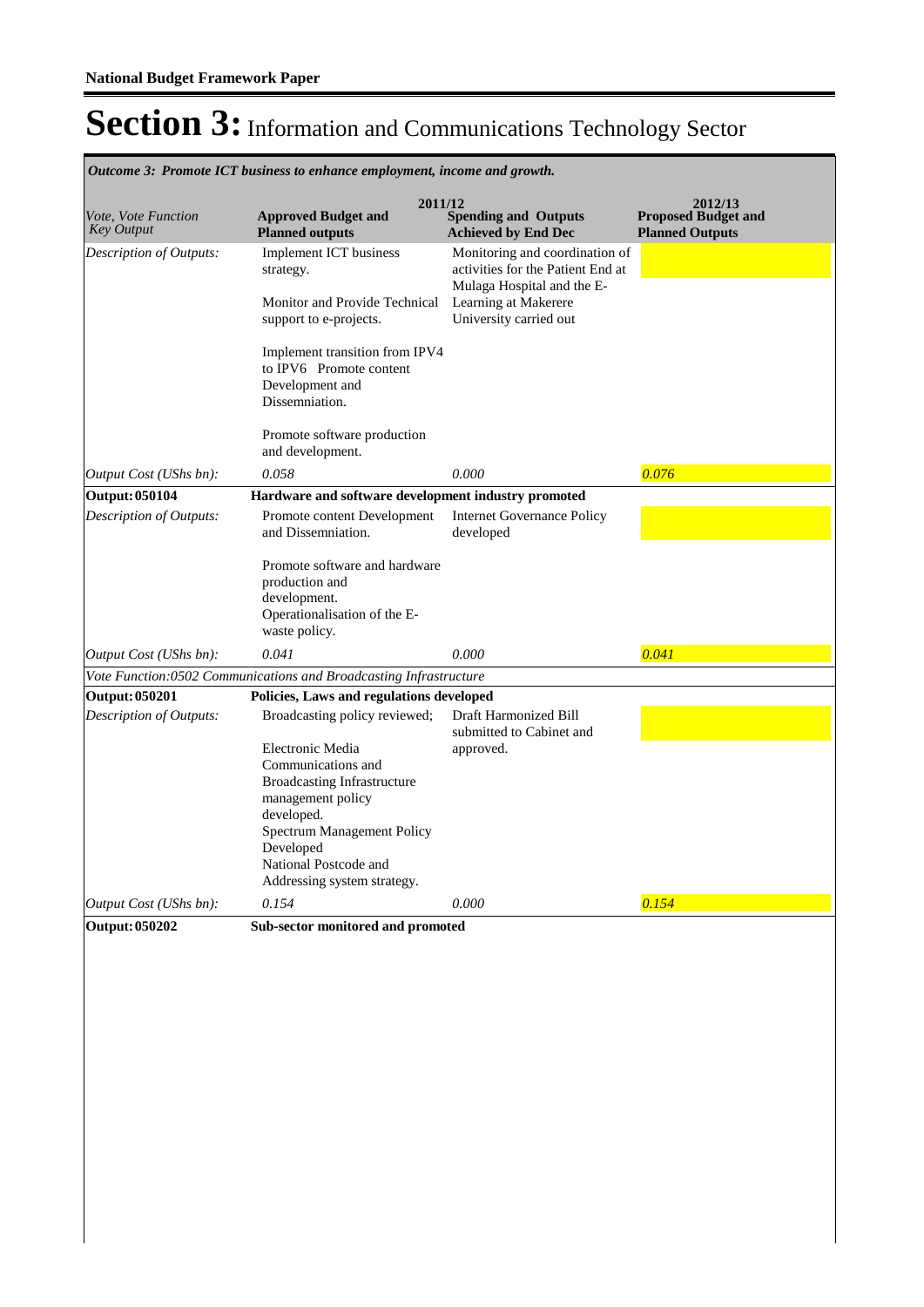**National Budget Framework Paper**

# Section 3: Information and Communications Technology Sector

*Outcome 3: Promote ICT business to enhance employment, income and growth.*

| *Vote, Vote Function Key Output* | 2011/12 **Approved Budget and Planned outputs** | **Spending and Outputs Achieved by End Dec** | 2012/13 **Proposed Budget and Planned Outputs** |
|---|---|---|---|
| *Description of Outputs:* | Implement ICT business strategy.<br><br>Monitor and Provide Technical support to e-projects.<br><br>Implement transition from IPV4 to IPV6 Promote content Development and Dissemniation.<br><br>Promote software production and development. | Monitoring and coordination of activities for the Patient End at Mulaga Hospital and the E-Learning at Makerere University carried out | |
| *Output Cost (UShs bn):* | *0.058* | *0.000* | *0.076* |
| **Output: 050104** | **Hardware and software development industry promoted** | | |
| *Description of Outputs:* | Promote content Development and Dissemniation.<br><br>Promote software and hardware production and development.<br>Operationalisation of the E-waste policy. | Internet Governance Policy developed | |
| *Output Cost (UShs bn):* | *0.041* | *0.000* | *0.041* |
| *Vote Function:0502 Communications and Broadcasting Infrastructure* | | | |
| **Output: 050201** | **Policies, Laws and regulations developed** | | |
| *Description of Outputs:* | Broadcasting policy reviewed;<br><br>Electronic Media Communications and Broadcasting Infrastructure management policy developed.<br>Spectrum Management Policy Developed<br>National Postcode and Addressing system strategy. | Draft Harmonized Bill submitted to Cabinet and approved. | |
| *Output Cost (UShs bn):* | *0.154* | *0.000* | *0.154* |
| **Output: 050202** | **Sub-sector monitored and promoted** | | |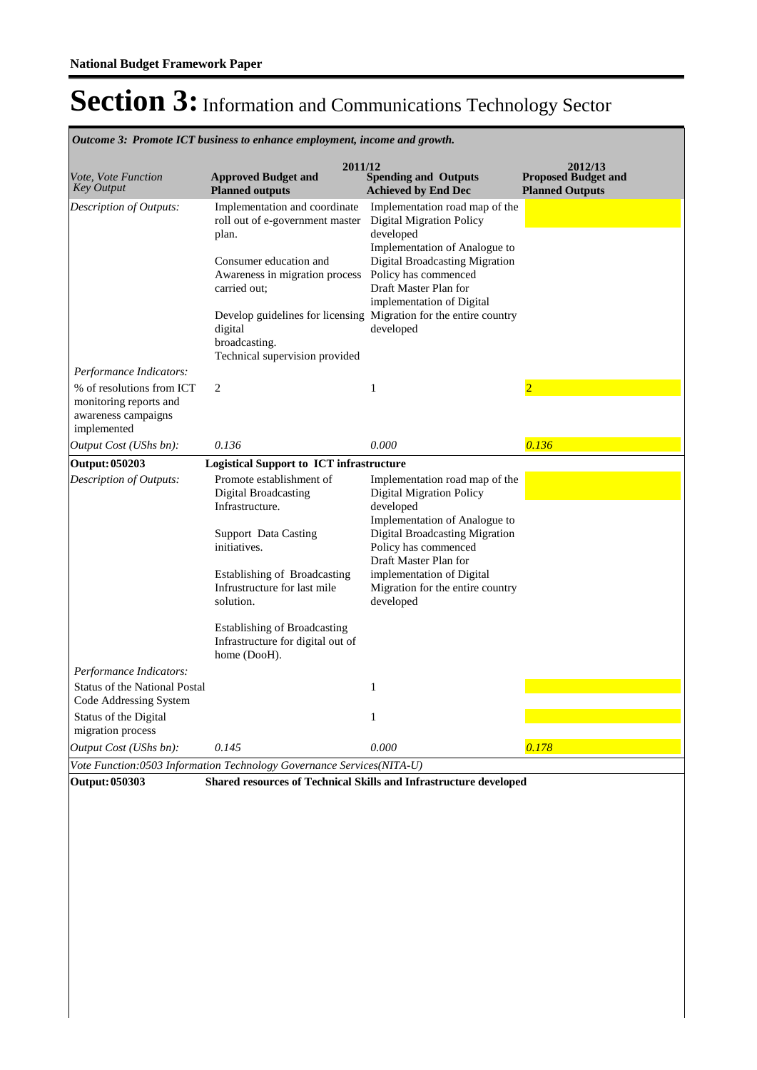**National Budget Framework Paper**

# Section 3: Information and Communications Technology Sector

*Outcome 3: Promote ICT business to enhance employment, income and growth.*

| *Vote, Vote Function Key Output* | 2011/12 Approved Budget and Planned outputs | 2011/12 Spending and Outputs Achieved by End Dec | 2012/13 Proposed Budget and Planned Outputs |
|---|---|---|---|
| *Description of Outputs:* | Implementation and coordinate roll out of e-government master plan.<br><br>Consumer education and Awareness in migration process carried out;<br><br>Develop guidelines for licensing digital broadcasting.<br>Technical supervision provided | Implementation road map of the Digital Migration Policy developed<br>Implementation of Analogue to Digital Broadcasting Migration Policy has commenced<br>Draft Master Plan for implementation of Digital Migration for the entire country developed | |
| *Performance Indicators:* | | | |
| % of resolutions from ICT monitoring reports and awareness campaigns implemented | 2 | 1 | 2 |
| *Output Cost (UShs bn):* | *0.136* | *0.000* | *0.136* |
| **Output: 050203** | **Logistical Support to ICT infrastructure** | | |
| *Description of Outputs:* | Promote establishment of Digital Broadcasting Infrastructure.<br><br>Support Data Casting initiatives.<br><br>Establishing of Broadcasting Infrustructure for last mile solution.<br><br>Establishing of Broadcasting Infrastructure for digital out of home (DooH). | Implementation road map of the Digital Migration Policy developed<br>Implementation of Analogue to Digital Broadcasting Migration Policy has commenced<br>Draft Master Plan for implementation of Digital Migration for the entire country developed | |
| *Performance Indicators:* | | | |
| Status of the National Postal Code Addressing System | | 1 | |
| Status of the Digital migration process | | 1 | |
| *Output Cost (UShs bn):* | *0.145* | *0.000* | *0.178* |
| *Vote Function:0503 Information Technology Governance Services(NITA-U)* | | | |
| **Output: 050303** | **Shared resources of Technical Skills and Infrastructure developed** | | |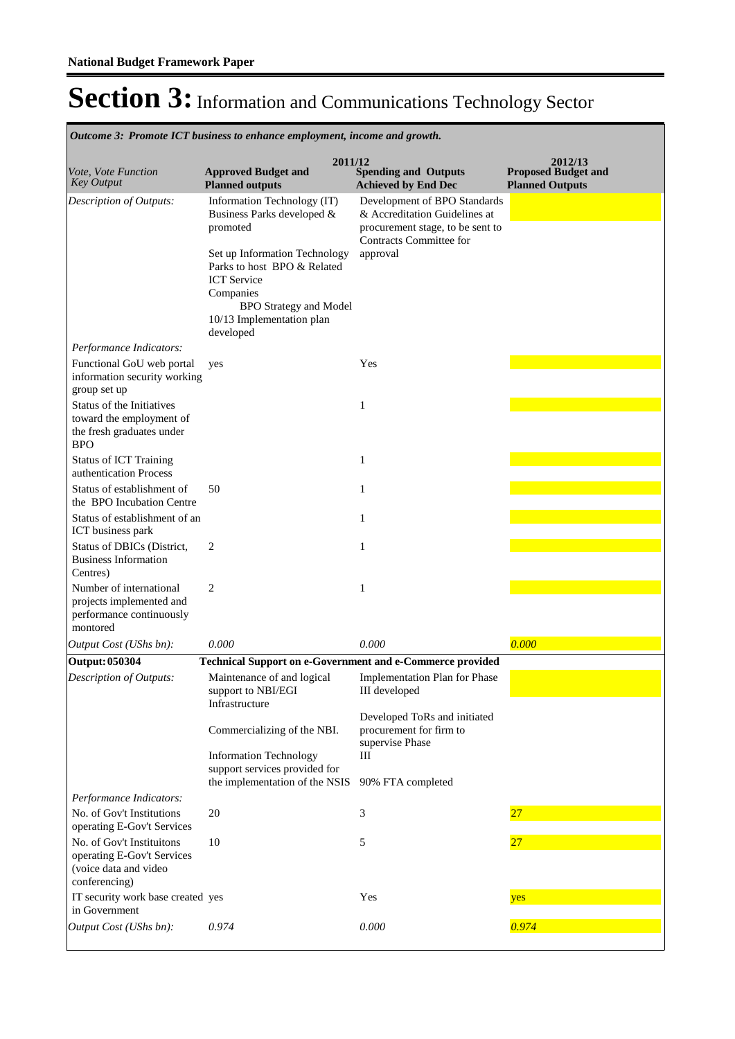# Section 3: Information and Communications Technology Sector

*Outcome 3: Promote ICT business to enhance employment, income and growth.*

| Vote, Vote Function Key Output | 2011/12 Approved Budget and Planned outputs | 2011/12 Spending and Outputs Achieved by End Dec | 2012/13 Proposed Budget and Planned Outputs |
|---|---|---|---|
| *Description of Outputs:* | Information Technology (IT) Business Parks developed & promoted<br><br>Set up Information Technology Parks to host BPO & Related ICT Service Companies<br>BPO Strategy and Model 10/13 Implementation plan developed | Development of BPO Standards & Accreditation Guidelines at procurement stage, to be sent to Contracts Committee for approval | |
| *Performance Indicators:* | | | |
| Functional GoU web portal information security working group set up | yes | Yes | |
| Status of the Initiatives toward the employment of the fresh graduates under BPO | | 1 | |
| Status of ICT Training authentication Process | | 1 | |
| Status of establishment of the BPO Incubation Centre | 50 | 1 | |
| Status of establishment of an ICT business park | | 1 | |
| Status of DBICs (District, Business Information Centres) | 2 | 1 | |
| Number of international projects implemented and performance continuously montored | 2 | 1 | |
| *Output Cost (UShs bn):* | *0.000* | *0.000* | *0.000* |
| **Output: 050304** | **Technical Support on e-Government and e-Commerce provided** | | |
| *Description of Outputs:* | Maintenance of and logical support to NBI/EGI Infrastructure<br><br>Commercializing of the NBI.<br><br>Information Technology support services provided for the implementation of the NSIS | Implementation Plan for Phase III developed<br><br>Developed ToRs and initiated procurement for firm to supervise Phase III<br><br>90% FTA completed | |
| *Performance Indicators:* | | | |
| No. of Gov't Institutions operating E-Gov't Services | 20 | 3 | 27 |
| No. of Gov't Instituitons operating E-Gov't Services (voice data and video conferencing) | 10 | 5 | 27 |
| IT security work base created in Government | yes | Yes | yes |
| *Output Cost (UShs bn):* | *0.974* | *0.000* | *0.974* |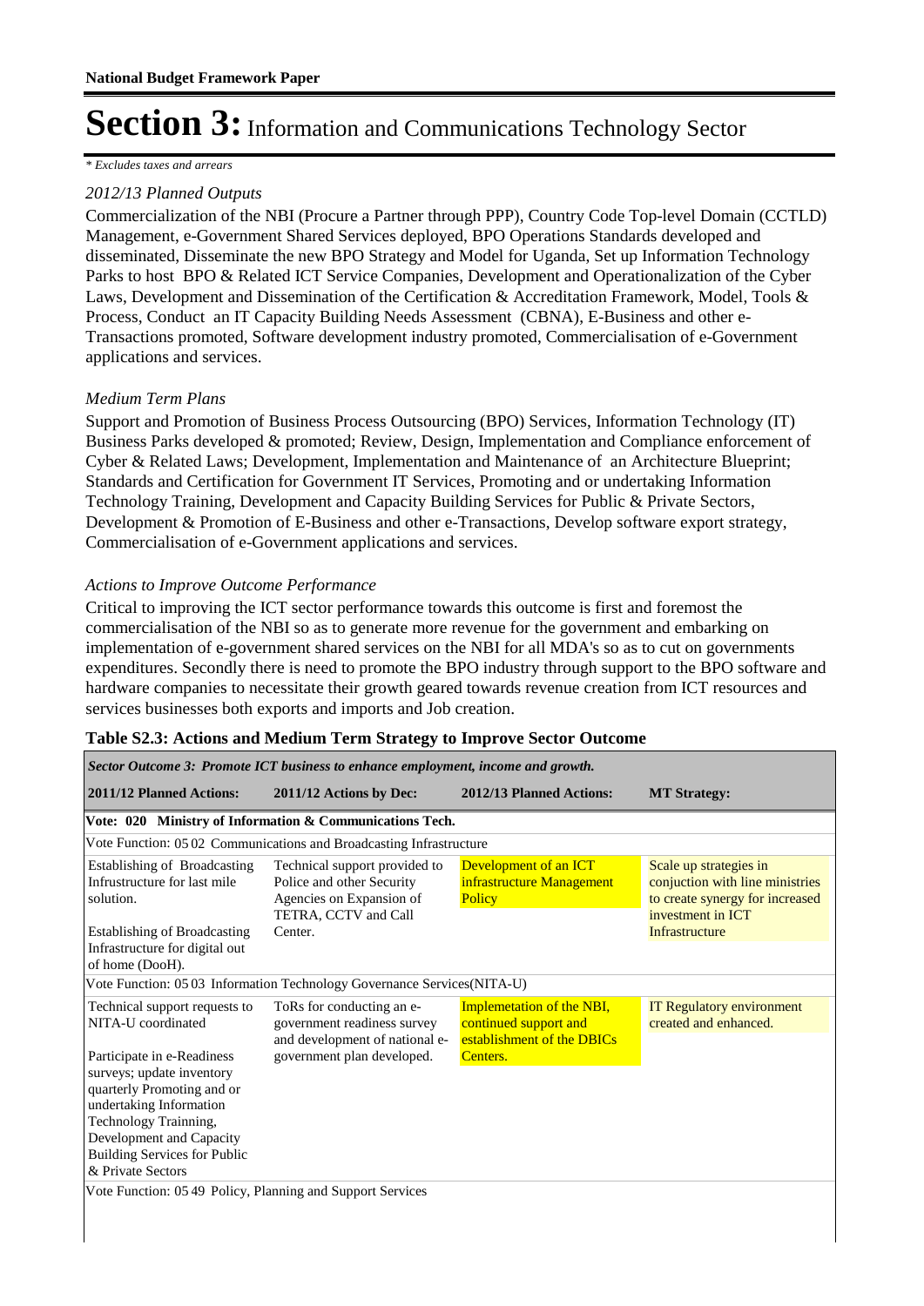# Section 3: Information and Communications Technology Sector

*\* Excludes taxes and arrears*

*2012/13 Planned Outputs*

Commercialization of the NBI (Procure a Partner through PPP), Country Code Top-level Domain (CCTLD) Management, e-Government Shared Services deployed, BPO Operations Standards developed and disseminated, Disseminate the new BPO Strategy and Model for Uganda, Set up Information Technology Parks to host BPO & Related ICT Service Companies, Development and Operationalization of the Cyber Laws, Development and Dissemination of the Certification & Accreditation Framework, Model, Tools & Process, Conduct an IT Capacity Building Needs Assessment (CBNA), E-Business and other e-Transactions promoted, Software development industry promoted, Commercialisation of e-Government applications and services.

*Medium Term Plans*

Support and Promotion of Business Process Outsourcing (BPO) Services, Information Technology (IT) Business Parks developed & promoted; Review, Design, Implementation and Compliance enforcement of Cyber & Related Laws; Development, Implementation and Maintenance of an Architecture Blueprint; Standards and Certification for Government IT Services, Promoting and or undertaking Information Technology Training, Development and Capacity Building Services for Public & Private Sectors, Development & Promotion of E-Business and other e-Transactions, Develop software export strategy, Commercialisation of e-Government applications and services.

*Actions to Improve Outcome Performance*

Critical to improving the ICT sector performance towards this outcome is first and foremost the commercialisation of the NBI so as to generate more revenue for the government and embarking on implementation of e-government shared services on the NBI for all MDA's so as to cut on governments expenditures. Secondly there is need to promote the BPO industry through support to the BPO software and hardware companies to necessitate their growth geared towards revenue creation from ICT resources and services businesses both exports and imports and Job creation.

**Table S2.3: Actions and Medium Term Strategy to Improve Sector Outcome**

| ***Sector Outcome 3: Promote ICT business to enhance employment, income and growth.*** | | | |
|---|---|---|---|
| **2011/12 Planned Actions:** | **2011/12 Actions by Dec:** | **2012/13 Planned Actions:** | **MT Strategy:** |
| **Vote: 020 Ministry of Information & Communications Tech.** | | | |
| Vote Function: 05 02 Communications and Broadcasting Infrastructure | | | |
| Establishing of Broadcasting Infrustructure for last mile solution.<br><br>Establishing of Broadcasting Infrastructure for digital out of home (DooH). | Technical support provided to Police and other Security Agencies on Expansion of TETRA, CCTV and Call Center. | Development of an ICT infrastructure Management Policy | Scale up strategies in conjuction with line ministries to create synergy for increased investment in ICT Infrastructure |
| Vote Function: 05 03 Information Technology Governance Services(NITA-U) | | | |
| Technical support requests to NITA-U coordinated<br><br>Participate in e-Readiness surveys; update inventory quarterly Promoting and or undertaking Information Technology Trainning, Development and Capacity Building Services for Public & Private Sectors | ToRs for conducting an e-government readiness survey and development of national e-government plan developed. | Implemetation of the NBI, continued support and establishment of the DBICs Centers. | IT Regulatory environment created and enhanced. |
| Vote Function: 05 49 Policy, Planning and Support Services | | | |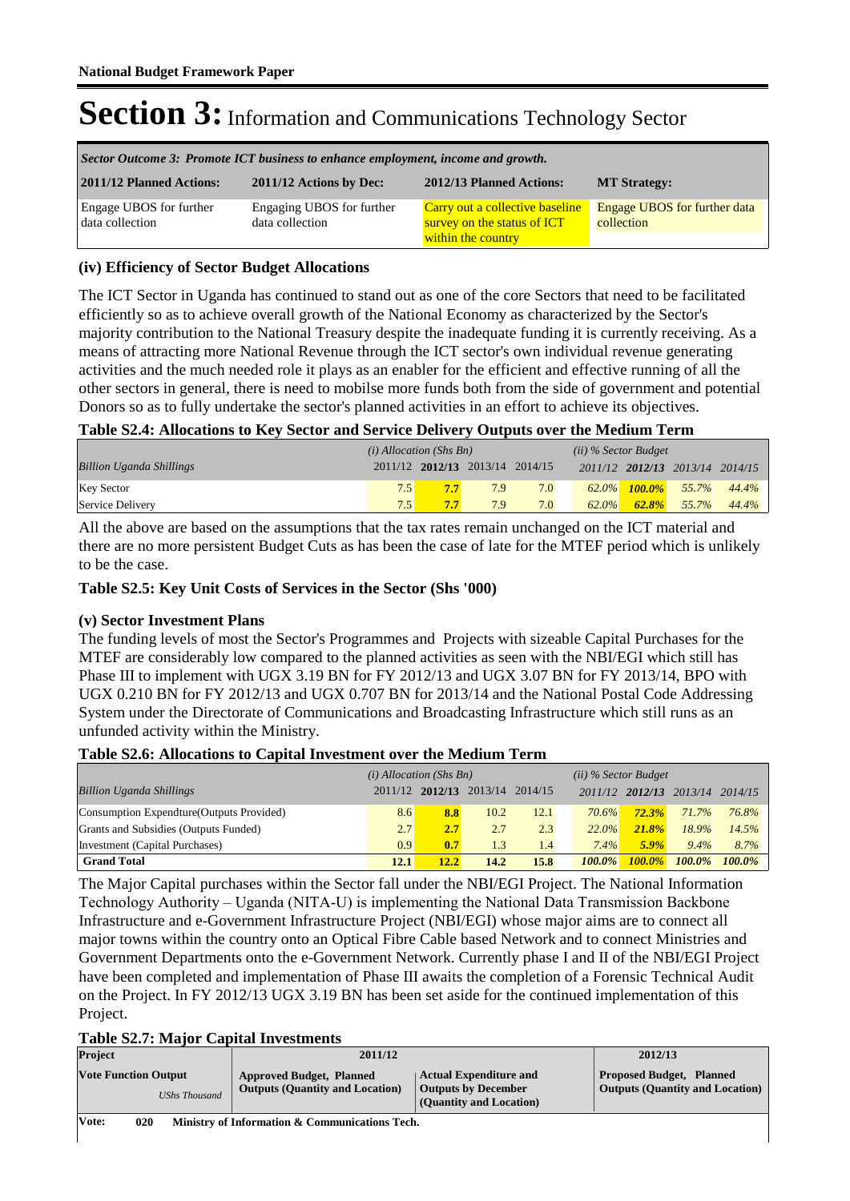# Section 3: Information and Communications Technology Sector

| *Sector Outcome 3: Promote ICT business to enhance employment, income and growth.* | | | |
|---|---|---|---|
| **2011/12 Planned Actions:** | **2011/12 Actions by Dec:** | **2012/13 Planned Actions:** | **MT Strategy:** |
| Engage UBOS for further data collection | Engaging UBOS for further data collection | Carry out a collective baseline survey on the status of ICT within the country | Engage UBOS for further data collection |

### (iv) Efficiency of Sector Budget Allocations

The ICT Sector in Uganda has continued to stand out as one of the core Sectors that need to be facilitated efficiently so as to achieve overall growth of the National Economy as characterized by the Sector's majority contribution to the National Treasury despite the inadequate funding it is currently receiving. As a means of attracting more National Revenue through the ICT sector's own individual revenue generating activities and the much needed role it plays as an enabler for the efficient and effective running of all the other sectors in general, there is need to mobilse more funds both from the side of government and potential Donors so as to fully undertake the sector's planned activities in an effort to achieve its objectives.

**Table S2.4: Allocations to Key Sector and Service Delivery Outputs over the Medium Term**

| | *(i) Allocation (Shs Bn)* | | | | *(ii) % Sector Budget* | | | |
|---|---|---|---|---|---|---|---|---|
| *Billion Uganda Shillings* | 2011/12 | **2012/13** | 2013/14 | 2014/15 | *2011/12* | ***2012/13*** | *2013/14* | *2014/15* |
| Key Sector | 7.5 | **7.7** | 7.9 | 7.0 | *62.0%* | ***100.0%*** | *55.7%* | *44.4%* |
| Service Delivery | 7.5 | **7.7** | 7.9 | 7.0 | *62.0%* | ***62.8%*** | *55.7%* | *44.4%* |

All the above are based on the assumptions that the tax rates remain unchanged on the ICT material and there are no more persistent Budget Cuts as has been the case of late for the MTEF period which is unlikely to be the case.

**Table S2.5: Key Unit Costs of Services in the Sector (Shs '000)**

### (v) Sector Investment Plans

The funding levels of most the Sector's Programmes and Projects with sizeable Capital Purchases for the MTEF are considerably low compared to the planned activities as seen with the NBI/EGI which still has Phase III to implement with UGX 3.19 BN for FY 2012/13 and UGX 3.07 BN for FY 2013/14, BPO with UGX 0.210 BN for FY 2012/13 and UGX 0.707 BN for 2013/14 and the National Postal Code Addressing System under the Directorate of Communications and Broadcasting Infrastructure which still runs as an unfunded activity within the Ministry.

**Table S2.6: Allocations to Capital Investment over the Medium Term**

| | *(i) Allocation (Shs Bn)* | | | | *(ii) % Sector Budget* | | | |
|---|---|---|---|---|---|---|---|---|
| *Billion Uganda Shillings* | 2011/12 | **2012/13** | 2013/14 | 2014/15 | *2011/12* | ***2012/13*** | *2013/14* | *2014/15* |
| Consumption Expendture(Outputs Provided) | 8.6 | **8.8** | 10.2 | 12.1 | *70.6%* | ***72.3%*** | *71.7%* | *76.8%* |
| Grants and Subsidies (Outputs Funded) | 2.7 | **2.7** | 2.7 | 2.3 | *22.0%* | ***21.8%*** | *18.9%* | *14.5%* |
| Investment (Capital Purchases) | 0.9 | **0.7** | 1.3 | 1.4 | *7.4%* | ***5.9%*** | *9.4%* | *8.7%* |
| **Grand Total** | **12.1** | **12.2** | **14.2** | **15.8** | ***100.0%*** | ***100.0%*** | ***100.0%*** | ***100.0%*** |

The Major Capital purchases within the Sector fall under the NBI/EGI Project. The National Information Technology Authority – Uganda (NITA-U) is implementing the National Data Transmission Backbone Infrastructure and e-Government Infrastructure Project (NBI/EGI) whose major aims are to connect all major towns within the country onto an Optical Fibre Cable based Network and to connect Ministries and Government Departments onto the e-Government Network. Currently phase I and II of the NBI/EGI Project have been completed and implementation of Phase III awaits the completion of a Forensic Technical Audit on the Project. In FY 2012/13 UGX 3.19 BN has been set aside for the continued implementation of this Project.

**Table S2.7: Major Capital Investments**

| **Project** | **2011/12** | | **2012/13** |
|---|---|---|---|
| **Vote Function Output** *UShs Thousand* | **Approved Budget, Planned Outputs (Quantity and Location)** | **Actual Expenditure and Outputs by December (Quantity and Location)** | **Proposed Budget, Planned Outputs (Quantity and Location)** |
| **Vote: 020 Ministry of Information & Communications Tech.** | | | |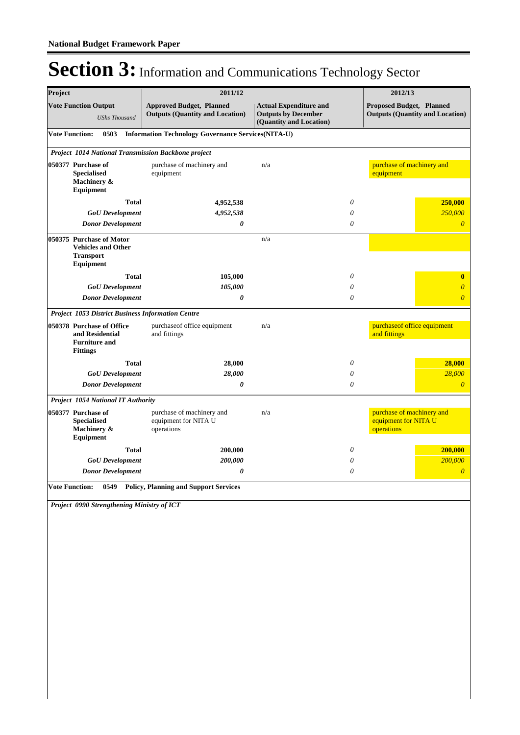**National Budget Framework Paper**

# Section 3: Information and Communications Technology Sector

| Project | 2011/12 | | | 2012/13 | |
|---|---|---|---|---|---|
| Vote Function Output *UShs Thousand* | Approved Budget, Planned Outputs (Quantity and Location) | Actual Expenditure and Outputs by December (Quantity and Location) | | Proposed Budget, Planned Outputs (Quantity and Location) | |
| **Vote Function: 0503 Information Technology Governance Services(NITA-U)** | | | | | |
| ***Project 1014 National Transmission Backbone project*** | | | | | |
| **050377 Purchase of Specialised Machinery & Equipment** | purchase of machinery and equipment | n/a | | purchase of machinery and equipment | |
| **Total** | **4,952,538** | | *0* | | **250,000** |
| ***GoU Development*** | ***4,952,538*** | | *0* | | *250,000* |
| ***Donor Development*** | ***0*** | | *0* | | *0* |
| **050375 Purchase of Motor Vehicles and Other Transport Equipment** | | n/a | | | |
| **Total** | **105,000** | | *0* | | **0** |
| ***GoU Development*** | ***105,000*** | | *0* | | *0* |
| ***Donor Development*** | ***0*** | | *0* | | *0* |
| ***Project 1053 District Business Information Centre*** | | | | | |
| **050378 Purchase of Office and Residential Furniture and Fittings** | purchaseof office equipment and fittings | n/a | | purchaseof office equipment and fittings | |
| **Total** | **28,000** | | *0* | | **28,000** |
| ***GoU Development*** | ***28,000*** | | *0* | | *28,000* |
| ***Donor Development*** | ***0*** | | *0* | | *0* |
| ***Project 1054 National IT Authority*** | | | | | |
| **050377 Purchase of Specialised Machinery & Equipment** | purchase of machinery and equipment for NITA U operations | n/a | | purchase of machinery and equipment for NITA U operations | |
| **Total** | **200,000** | | *0* | | **200,000** |
| ***GoU Development*** | ***200,000*** | | *0* | | *200,000* |
| ***Donor Development*** | ***0*** | | *0* | | *0* |
| **Vote Function: 0549 Policy, Planning and Support Services** | | | | | |
| ***Project 0990 Strengthening Ministry of ICT*** | | | | | |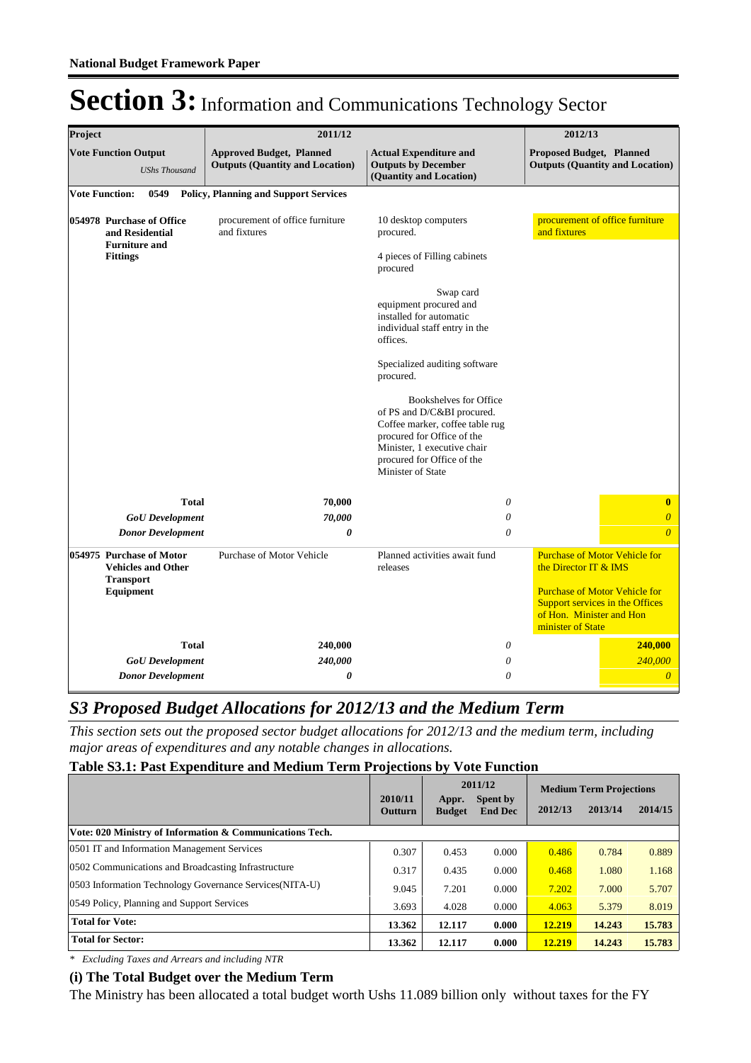## Section 3: Information and Communications Technology Sector

| Project | 2011/12 | | 2012/13 |
|---|---|---|---|
| **Vote Function Output** *UShs Thousand* | **Approved Budget, Planned Outputs (Quantity and Location)** | **Actual Expenditure and Outputs by December (Quantity and Location)** | **Proposed Budget, Planned Outputs (Quantity and Location)** |
| **Vote Function: 0549 Policy, Planning and Support Services** | | | |
| **054978 Purchase of Office and Residential Furniture and Fittings** | procurement of office furniture and fixtures | 10 desktop computers procured.<br><br>4 pieces of Filling cabinets procured<br><br>Swap card equipment procured and installed for automatic individual staff entry in the offices.<br><br>Specialized auditing software procured.<br><br>Bookshelves for Office of PS and D/C&BI procured. Coffee marker, coffee table rug procured for Office of the Minister, 1 executive chair procured for Office of the Minister of State | procurement of office furniture and fixtures |
| **Total** | **70,000** | *0* | **0** |
| ***GoU Development*** | ***70,000*** | *0* | *0* |
| ***Donor Development*** | ***0*** | *0* | *0* |
| **054975 Purchase of Motor Vehicles and Other Transport Equipment** | Purchase of Motor Vehicle | Planned activities await fund releases | Purchase of Motor Vehicle for the Director IT & IMS<br><br>Purchase of Motor Vehicle for Support services in the Offices of Hon. Minister and Hon minister of State |
| **Total** | **240,000** | *0* | **240,000** |
| ***GoU Development*** | ***240,000*** | *0* | *240,000* |
| ***Donor Development*** | ***0*** | *0* | *0* |

## S3 Proposed Budget Allocations for 2012/13 and the Medium Term

*This section sets out the proposed sector budget allocations for 2012/13 and the medium term, including major areas of expenditures and any notable changes in allocations.*

**Table S3.1: Past Expenditure and Medium Term Projections by Vote Function**

| | 2010/11 Outturn | 2011/12 Appr. Budget | Spent by End Dec | Medium Term Projections 2012/13 | 2013/14 | 2014/15 |
|---|---|---|---|---|---|---|
| **Vote: 020 Ministry of Information & Communications Tech.** | | | | | | |
| 0501 IT and Information Management Services | 0.307 | 0.453 | 0.000 | 0.486 | 0.784 | 0.889 |
| 0502 Communications and Broadcasting Infrastructure | 0.317 | 0.435 | 0.000 | 0.468 | 1.080 | 1.168 |
| 0503 Information Technology Governance Services(NITA-U) | 9.045 | 7.201 | 0.000 | 7.202 | 7.000 | 5.707 |
| 0549 Policy, Planning and Support Services | 3.693 | 4.028 | 0.000 | 4.063 | 5.379 | 8.019 |
| **Total for Vote:** | **13.362** | **12.117** | **0.000** | **12.219** | **14.243** | **15.783** |
| **Total for Sector:** | **13.362** | **12.117** | **0.000** | **12.219** | **14.243** | **15.783** |

* *Excluding Taxes and Arrears and including NTR*

### (i) The Total Budget over the Medium Term

The Ministry has been allocated a total budget worth Ushs 11.089 billion only without taxes for the FY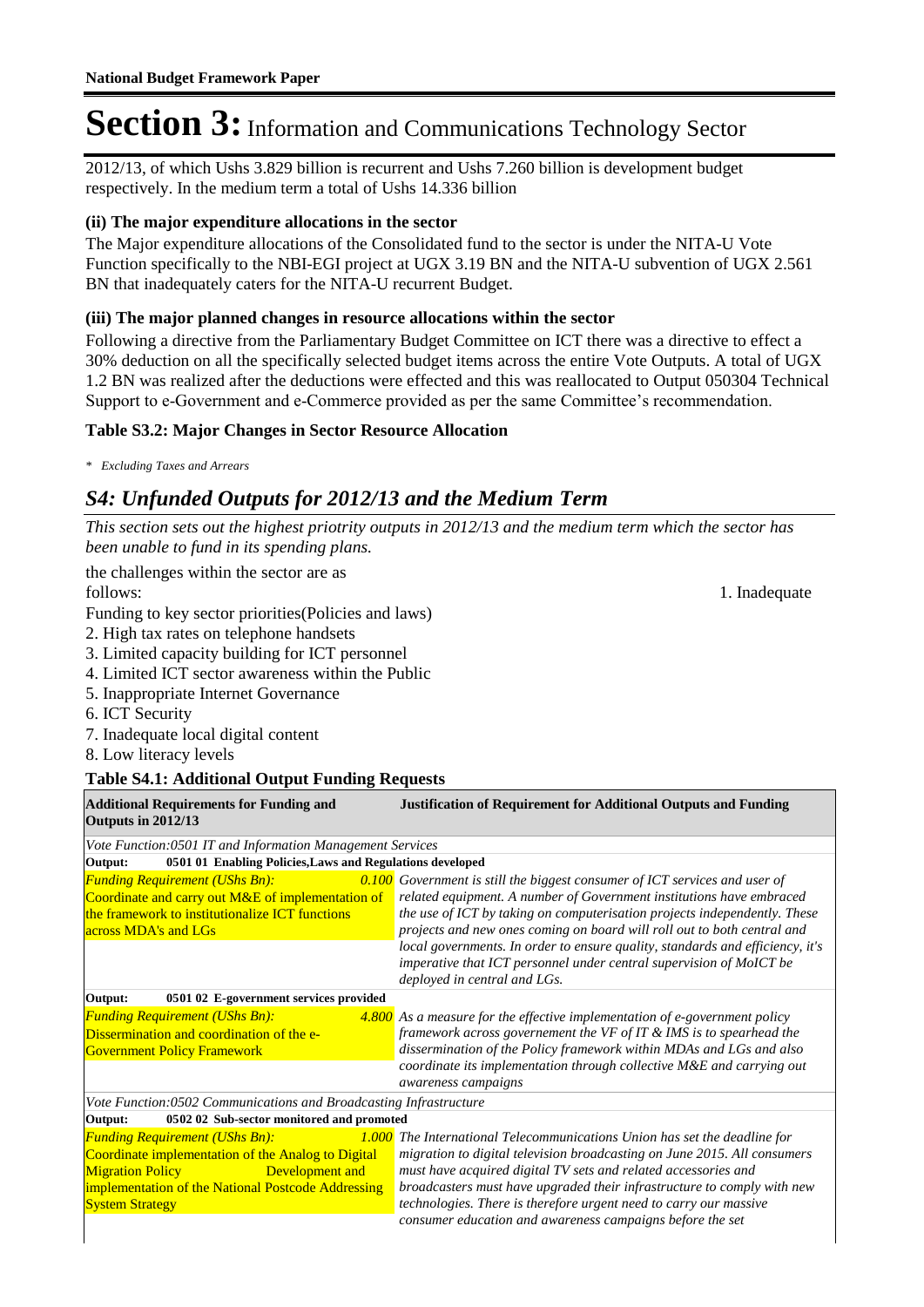# Section 3: Information and Communications Technology Sector

2012/13, of which Ushs 3.829 billion is recurrent and Ushs 7.260 billion is development budget respectively. In the medium term a total of Ushs 14.336 billion

### (ii) The major expenditure allocations in the sector

The Major expenditure allocations of the Consolidated fund to the sector is under the NITA-U Vote Function specifically to the NBI-EGI project at UGX 3.19 BN and the NITA-U subvention of UGX 2.561 BN that inadequately caters for the NITA-U recurrent Budget.

### (iii) The major planned changes in resource allocations within the sector

Following a directive from the Parliamentary Budget Committee on ICT there was a directive to effect a 30% deduction on all the specifically selected budget items across the entire Vote Outputs. A total of UGX 1.2 BN was realized after the deductions were effected and this was reallocated to Output 050304 Technical Support to e-Government and e-Commerce provided as per the same Committee's recommendation.

### Table S3.2: Major Changes in Sector Resource Allocation

*\* Excluding Taxes and Arrears*

## *S4: Unfunded Outputs for 2012/13 and the Medium Term*

*This section sets out the highest priotrity outputs in 2012/13 and the medium term which the sector has been unable to fund in its spending plans.*

the challenges within the sector are as follows: 1. Inadequate Funding to key sector priorities(Policies and laws)

2. High tax rates on telephone handsets
3. Limited capacity building for ICT personnel
4. Limited ICT sector awareness within the Public
5. Inappropriate Internet Governance
6. ICT Security
7. Inadequate local digital content
8. Low literacy levels

### Table S4.1: Additional Output Funding Requests

| Additional Requirements for Funding and Outputs in 2012/13 | Justification of Requirement for Additional Outputs and Funding |
|---|---|
| *Vote Function:0501 IT and Information Management Services* | |
| **Output: 0501 01 Enabling Policies,Laws and Regulations developed** | |
| *Funding Requirement (UShs Bn):* *0.100*<br>Coordinate and carry out M&E of implementation of the framework to institutionalize ICT functions across MDA's and LGs | *Government is still the biggest consumer of ICT services and user of related equipment. A number of Government institutions have embraced the use of ICT by taking on computerisation projects independently. These projects and new ones coming on board will roll out to both central and local governments. In order to ensure quality, standards and efficiency, it's imperative that ICT personnel under central supervision of MoICT be deployed in central and LGs.* |
| **Output: 0501 02 E-government services provided** | |
| *Funding Requirement (UShs Bn):* *4.800*<br>Dissermination and coordination of the e-Government Policy Framework | *As a measure for the effective implementation of e-government policy framework across governement the VF of IT & IMS is to spearhead the dissermination of the Policy framework within MDAs and LGs and also coordinate its implementation through collective M&E and carrying out awareness campaigns* |
| *Vote Function:0502 Communications and Broadcasting Infrastructure* | |
| **Output: 0502 02 Sub-sector monitored and promoted** | |
| *Funding Requirement (UShs Bn):* *1.000*<br>Coordinate implementation of the Analog to Digital Migration Policy Development and implementation of the National Postcode Addressing System Strategy | *The International Telecommunications Union has set the deadline for migration to digital television broadcasting on June 2015. All consumers must have acquired digital TV sets and related accessories and broadcasters must have upgraded their infrastructure to comply with new technologies. There is therefore urgent need to carry our massive consumer education and awareness campaigns before the set* |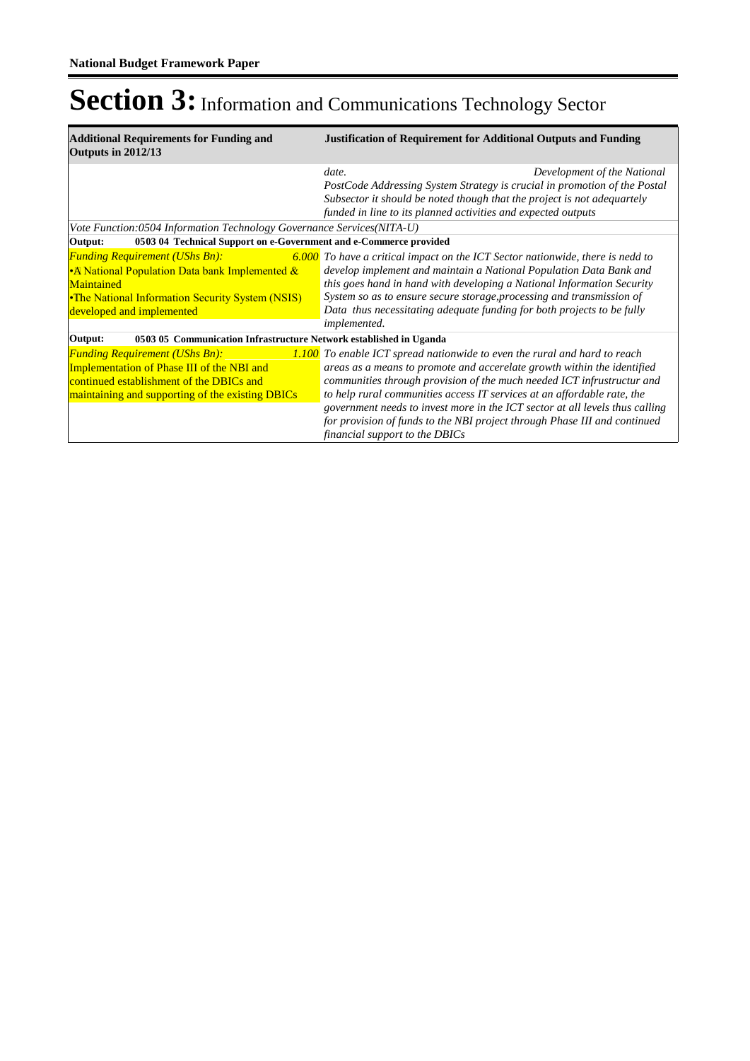# Section 3: Information and Communications Technology Sector

| Additional Requirements for Funding and Outputs in 2012/13 | Justification of Requirement for Additional Outputs and Funding |
|---|---|
| | *date. Development of the National PostCode Addressing System Strategy is crucial in promotion of the Postal Subsector it should be noted though that the project is not adequartely funded in line to its planned activities and expected outputs* |
| *Vote Function:0504 Information Technology Governance Services(NITA-U)* | |
| **Output: 0503 04 Technical Support on e-Government and e-Commerce provided** | |
| *Funding Requirement (UShs Bn):* *6.000*<br>•A National Population Data bank Implemented & Maintained<br>•The National Information Security System (NSIS) developed and implemented | *To have a critical impact on the ICT Sector nationwide, there is nedd to develop implement and maintain a National Population Data Bank and this goes hand in hand with developing a National Information Security System so as to ensure secure storage,processing and transmission of Data thus necessitating adequate funding for both projects to be fully implemented.* |
| **Output: 0503 05 Communication Infrastructure Network established in Uganda** | |
| *Funding Requirement (UShs Bn):* *1.100*<br>Implementation of Phase III of the NBI and continued establishment of the DBICs and maintaining and supporting of the existing DBICs | *To enable ICT spread nationwide to even the rural and hard to reach areas as a means to promote and accerelate growth within the identified communities through provision of the much needed ICT infrustructur and to help rural communities access IT services at an affordable rate, the government needs to invest more in the ICT sector at all levels thus calling for provision of funds to the NBI project through Phase III and continued financial support to the DBICs* |